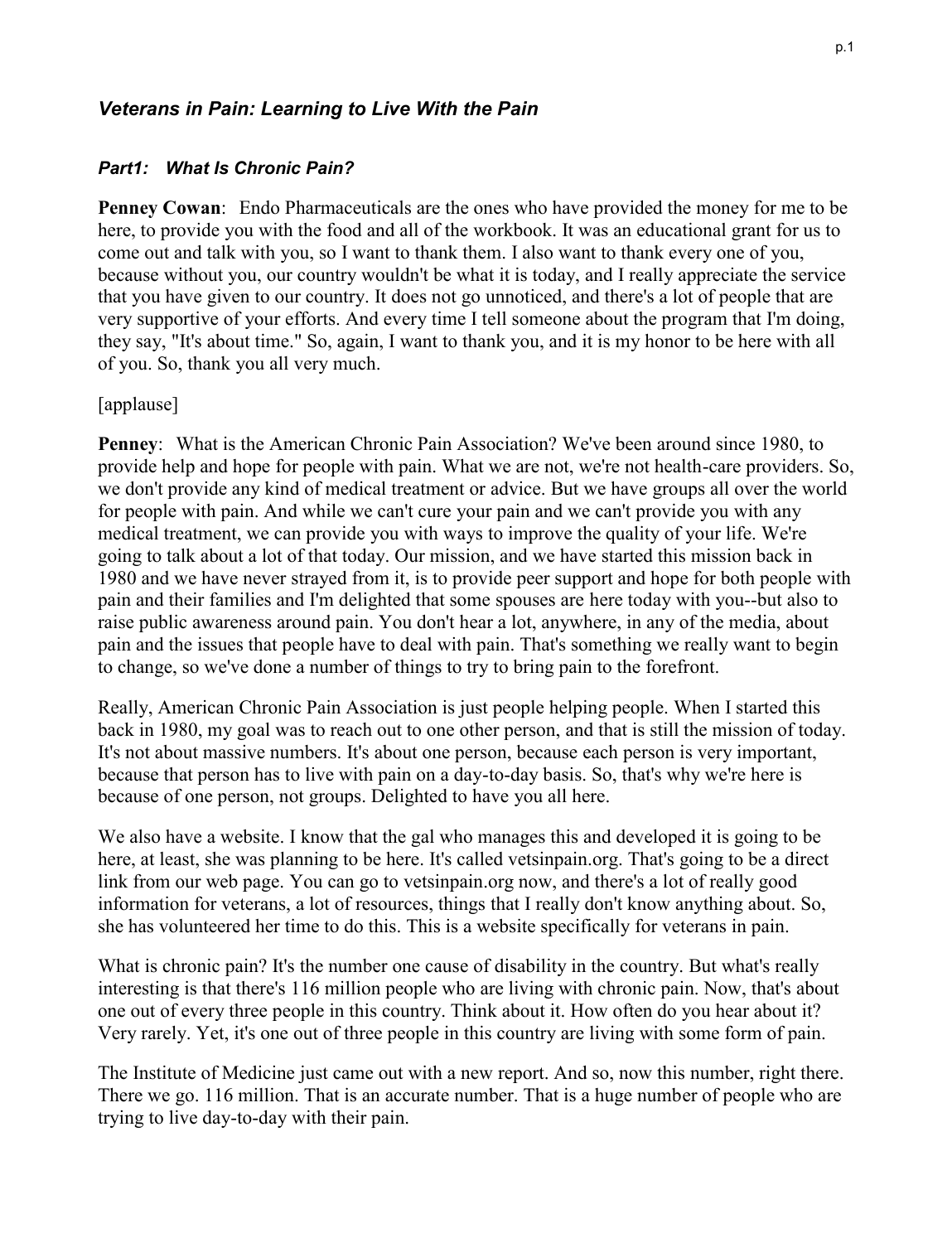## *Veterans in Pain: Learning to Live With the Pain*

### *Part1: What Is Chronic Pain?*

**Penney Cowan**: Endo Pharmaceuticals are the ones who have provided the money for me to be here, to provide you with the food and all of the workbook. It was an educational grant for us to come out and talk with you, so I want to thank them. I also want to thank every one of you, because without you, our country wouldn't be what it is today, and I really appreciate the service that you have given to our country. It does not go unnoticed, and there's a lot of people that are very supportive of your efforts. And every time I tell someone about the program that I'm doing, they say, "It's about time." So, again, I want to thank you, and it is my honor to be here with all of you. So, thank you all very much.

[applause]

**Penney**: What is the American Chronic Pain Association? We've been around since 1980, to provide help and hope for people with pain. What we are not, we're not health-care providers. So, we don't provide any kind of medical treatment or advice. But we have groups all over the world for people with pain. And while we can't cure your pain and we can't provide you with any medical treatment, we can provide you with ways to improve the quality of your life. We're going to talk about a lot of that today. Our mission, and we have started this mission back in 1980 and we have never strayed from it, is to provide peer support and hope for both people with pain and their families and I'm delighted that some spouses are here today with you--but also to raise public awareness around pain. You don't hear a lot, anywhere, in any of the media, about pain and the issues that people have to deal with pain. That's something we really want to begin to change, so we've done a number of things to try to bring pain to the forefront.

Really, American Chronic Pain Association is just people helping people. When I started this back in 1980, my goal was to reach out to one other person, and that is still the mission of today. It's not about massive numbers. It's about one person, because each person is very important, because that person has to live with pain on a day-to-day basis. So, that's why we're here is because of one person, not groups. Delighted to have you all here.

We also have a website. I know that the gal who manages this and developed it is going to be here, at least, she was planning to be here. It's called vetsinpain.org. That's going to be a direct link from our web page. You can go to vetsinpain.org now, and there's a lot of really good information for veterans, a lot of resources, things that I really don't know anything about. So, she has volunteered her time to do this. This is a website specifically for veterans in pain.

What is chronic pain? It's the number one cause of disability in the country. But what's really interesting is that there's 116 million people who are living with chronic pain. Now, that's about one out of every three people in this country. Think about it. How often do you hear about it? Very rarely. Yet, it's one out of three people in this country are living with some form of pain.

The Institute of Medicine just came out with a new report. And so, now this number, right there. There we go. 116 million. That is an accurate number. That is a huge number of people who are trying to live day-to-day with their pain.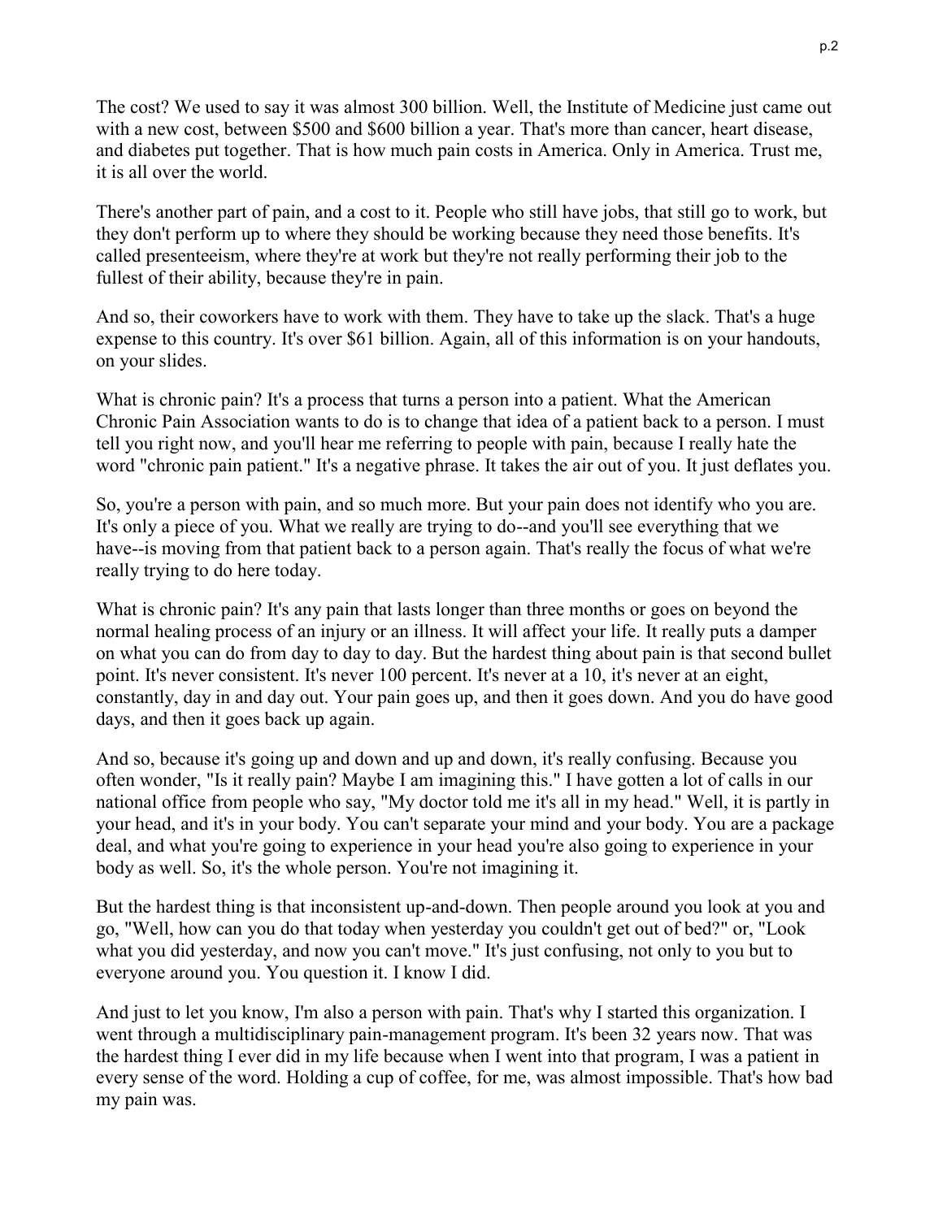The cost? We used to say it was almost 300 billion. Well, the Institute of Medicine just came out with a new cost, between $500 and $600 billion a year. That's more than cancer, heart disease, and diabetes put together. That is how much pain costs in America. Only in America. Trust me, it is all over the world.

There's another part of pain, and a cost to it. People who still have jobs, that still go to work, but they don't perform up to where they should be working because they need those benefits. It's called presenteeism, where they're at work but they're not really performing their job to the fullest of their ability, because they're in pain.

And so, their coworkers have to work with them. They have to take up the slack. That's a huge expense to this country. It's over $61 billion. Again, all of this information is on your handouts, on your slides.

What is chronic pain? It's a process that turns a person into a patient. What the American Chronic Pain Association wants to do is to change that idea of a patient back to a person. I must tell you right now, and you'll hear me referring to people with pain, because I really hate the word "chronic pain patient." It's a negative phrase. It takes the air out of you. It just deflates you.

So, you're a person with pain, and so much more. But your pain does not identify who you are. It's only a piece of you. What we really are trying to do--and you'll see everything that we have--is moving from that patient back to a person again. That's really the focus of what we're really trying to do here today.

What is chronic pain? It's any pain that lasts longer than three months or goes on beyond the normal healing process of an injury or an illness. It will affect your life. It really puts a damper on what you can do from day to day to day. But the hardest thing about pain is that second bullet point. It's never consistent. It's never 100 percent. It's never at a 10, it's never at an eight, constantly, day in and day out. Your pain goes up, and then it goes down. And you do have good days, and then it goes back up again.

And so, because it's going up and down and up and down, it's really confusing. Because you often wonder, "Is it really pain? Maybe I am imagining this." I have gotten a lot of calls in our national office from people who say, "My doctor told me it's all in my head." Well, it is partly in your head, and it's in your body. You can't separate your mind and your body. You are a package deal, and what you're going to experience in your head you're also going to experience in your body as well. So, it's the whole person. You're not imagining it.

But the hardest thing is that inconsistent up-and-down. Then people around you look at you and go, "Well, how can you do that today when yesterday you couldn't get out of bed?" or, "Look what you did yesterday, and now you can't move." It's just confusing, not only to you but to everyone around you. You question it. I know I did.

And just to let you know, I'm also a person with pain. That's why I started this organization. I went through a multidisciplinary pain-management program. It's been 32 years now. That was the hardest thing I ever did in my life because when I went into that program, I was a patient in every sense of the word. Holding a cup of coffee, for me, was almost impossible. That's how bad my pain was.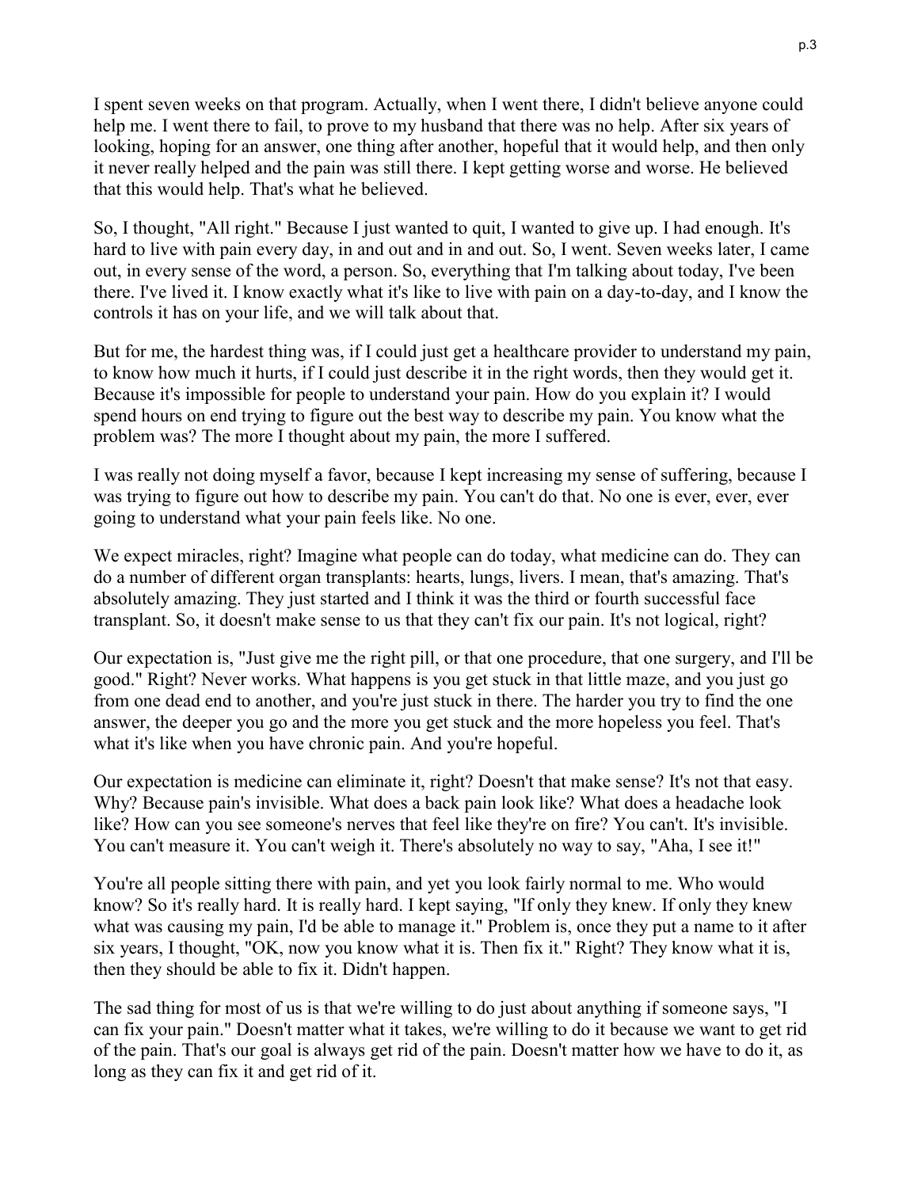I spent seven weeks on that program. Actually, when I went there, I didn't believe anyone could help me. I went there to fail, to prove to my husband that there was no help. After six years of looking, hoping for an answer, one thing after another, hopeful that it would help, and then only it never really helped and the pain was still there. I kept getting worse and worse. He believed that this would help. That's what he believed.

So, I thought, "All right." Because I just wanted to quit, I wanted to give up. I had enough. It's hard to live with pain every day, in and out and in and out. So, I went. Seven weeks later, I came out, in every sense of the word, a person. So, everything that I'm talking about today, I've been there. I've lived it. I know exactly what it's like to live with pain on a day-to-day, and I know the controls it has on your life, and we will talk about that.

But for me, the hardest thing was, if I could just get a healthcare provider to understand my pain, to know how much it hurts, if I could just describe it in the right words, then they would get it. Because it's impossible for people to understand your pain. How do you explain it? I would spend hours on end trying to figure out the best way to describe my pain. You know what the problem was? The more I thought about my pain, the more I suffered.

I was really not doing myself a favor, because I kept increasing my sense of suffering, because I was trying to figure out how to describe my pain. You can't do that. No one is ever, ever, ever going to understand what your pain feels like. No one.

We expect miracles, right? Imagine what people can do today, what medicine can do. They can do a number of different organ transplants: hearts, lungs, livers. I mean, that's amazing. That's absolutely amazing. They just started and I think it was the third or fourth successful face transplant. So, it doesn't make sense to us that they can't fix our pain. It's not logical, right?

Our expectation is, "Just give me the right pill, or that one procedure, that one surgery, and I'll be good." Right? Never works. What happens is you get stuck in that little maze, and you just go from one dead end to another, and you're just stuck in there. The harder you try to find the one answer, the deeper you go and the more you get stuck and the more hopeless you feel. That's what it's like when you have chronic pain. And you're hopeful.

Our expectation is medicine can eliminate it, right? Doesn't that make sense? It's not that easy. Why? Because pain's invisible. What does a back pain look like? What does a headache look like? How can you see someone's nerves that feel like they're on fire? You can't. It's invisible. You can't measure it. You can't weigh it. There's absolutely no way to say, "Aha, I see it!"

You're all people sitting there with pain, and yet you look fairly normal to me. Who would know? So it's really hard. It is really hard. I kept saying, "If only they knew. If only they knew what was causing my pain, I'd be able to manage it." Problem is, once they put a name to it after six years, I thought, "OK, now you know what it is. Then fix it." Right? They know what it is, then they should be able to fix it. Didn't happen.

The sad thing for most of us is that we're willing to do just about anything if someone says, "I can fix your pain." Doesn't matter what it takes, we're willing to do it because we want to get rid of the pain. That's our goal is always get rid of the pain. Doesn't matter how we have to do it, as long as they can fix it and get rid of it.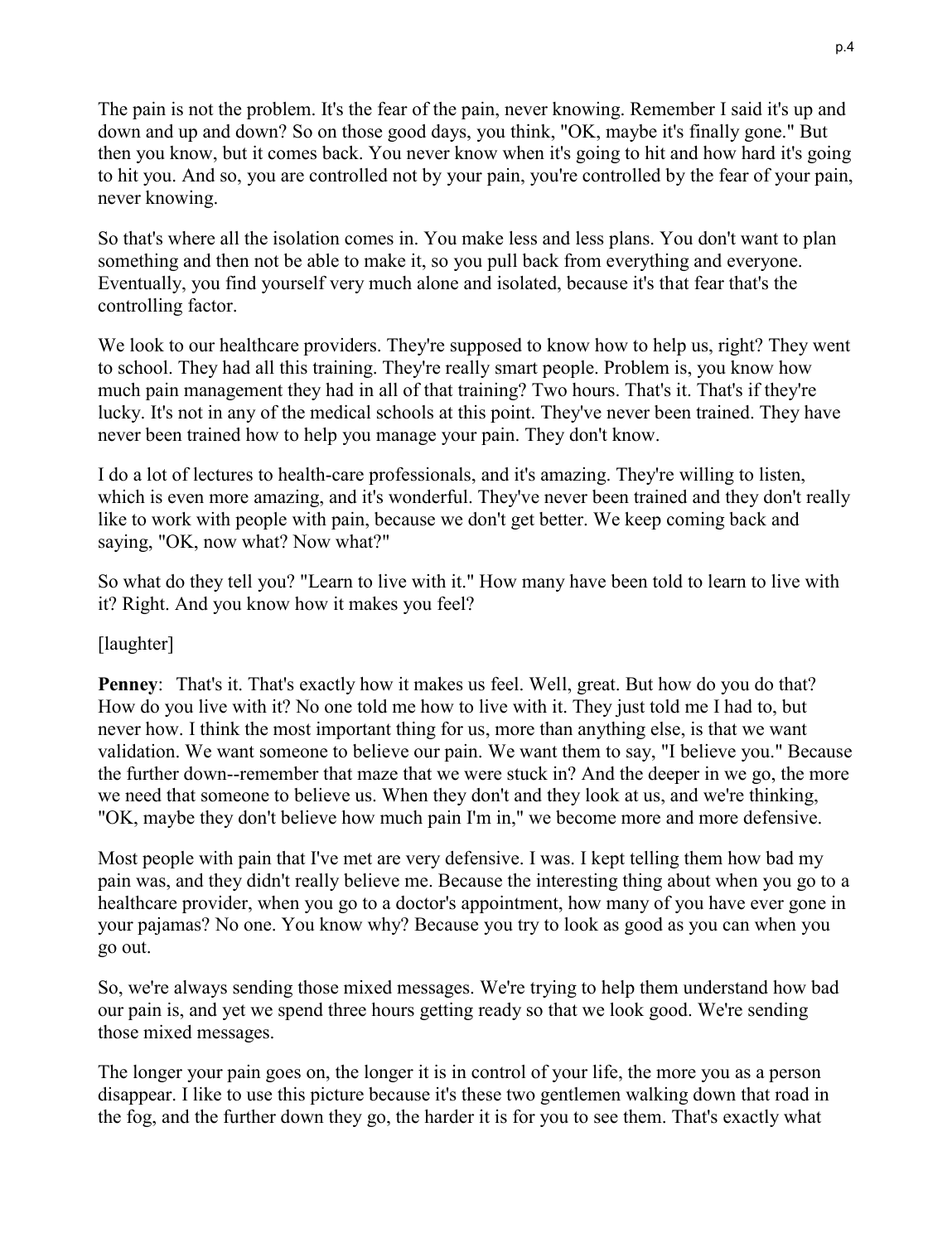The pain is not the problem. It's the fear of the pain, never knowing. Remember I said it's up and down and up and down? So on those good days, you think, "OK, maybe it's finally gone." But then you know, but it comes back. You never know when it's going to hit and how hard it's going to hit you. And so, you are controlled not by your pain, you're controlled by the fear of your pain, never knowing.

So that's where all the isolation comes in. You make less and less plans. You don't want to plan something and then not be able to make it, so you pull back from everything and everyone. Eventually, you find yourself very much alone and isolated, because it's that fear that's the controlling factor.

We look to our healthcare providers. They're supposed to know how to help us, right? They went to school. They had all this training. They're really smart people. Problem is, you know how much pain management they had in all of that training? Two hours. That's it. That's if they're lucky. It's not in any of the medical schools at this point. They've never been trained. They have never been trained how to help you manage your pain. They don't know.

I do a lot of lectures to health-care professionals, and it's amazing. They're willing to listen, which is even more amazing, and it's wonderful. They've never been trained and they don't really like to work with people with pain, because we don't get better. We keep coming back and saying, "OK, now what? Now what?"

So what do they tell you? "Learn to live with it." How many have been told to learn to live with it? Right. And you know how it makes you feel?

[laughter]

**Penney**: That's it. That's exactly how it makes us feel. Well, great. But how do you do that? How do you live with it? No one told me how to live with it. They just told me I had to, but never how. I think the most important thing for us, more than anything else, is that we want validation. We want someone to believe our pain. We want them to say, "I believe you." Because the further down--remember that maze that we were stuck in? And the deeper in we go, the more we need that someone to believe us. When they don't and they look at us, and we're thinking, "OK, maybe they don't believe how much pain I'm in," we become more and more defensive.

Most people with pain that I've met are very defensive. I was. I kept telling them how bad my pain was, and they didn't really believe me. Because the interesting thing about when you go to a healthcare provider, when you go to a doctor's appointment, how many of you have ever gone in your pajamas? No one. You know why? Because you try to look as good as you can when you go out.

So, we're always sending those mixed messages. We're trying to help them understand how bad our pain is, and yet we spend three hours getting ready so that we look good. We're sending those mixed messages.

The longer your pain goes on, the longer it is in control of your life, the more you as a person disappear. I like to use this picture because it's these two gentlemen walking down that road in the fog, and the further down they go, the harder it is for you to see them. That's exactly what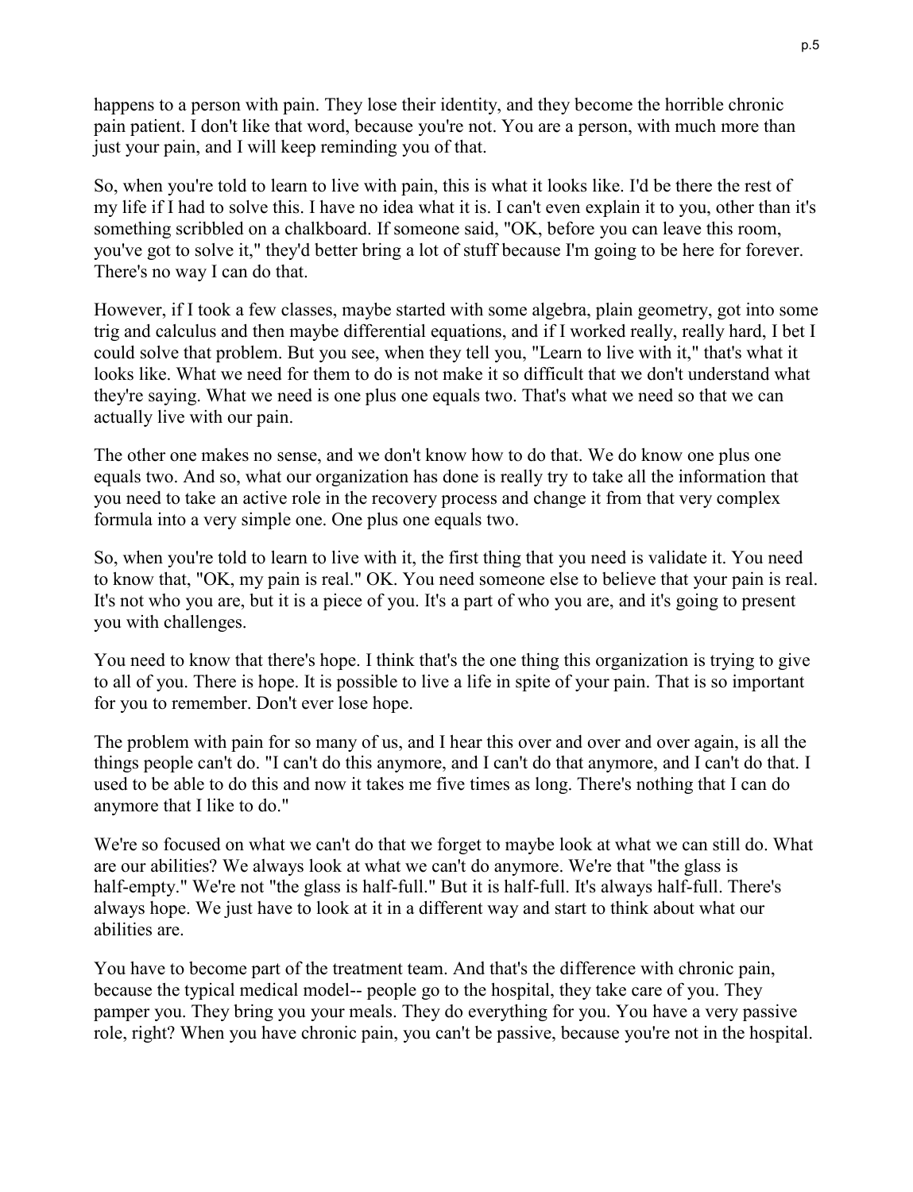happens to a person with pain. They lose their identity, and they become the horrible chronic pain patient. I don't like that word, because you're not. You are a person, with much more than just your pain, and I will keep reminding you of that.

So, when you're told to learn to live with pain, this is what it looks like. I'd be there the rest of my life if I had to solve this. I have no idea what it is. I can't even explain it to you, other than it's something scribbled on a chalkboard. If someone said, "OK, before you can leave this room, you've got to solve it," they'd better bring a lot of stuff because I'm going to be here for forever. There's no way I can do that.

However, if I took a few classes, maybe started with some algebra, plain geometry, got into some trig and calculus and then maybe differential equations, and if I worked really, really hard, I bet I could solve that problem. But you see, when they tell you, "Learn to live with it," that's what it looks like. What we need for them to do is not make it so difficult that we don't understand what they're saying. What we need is one plus one equals two. That's what we need so that we can actually live with our pain.

The other one makes no sense, and we don't know how to do that. We do know one plus one equals two. And so, what our organization has done is really try to take all the information that you need to take an active role in the recovery process and change it from that very complex formula into a very simple one. One plus one equals two.

So, when you're told to learn to live with it, the first thing that you need is validate it. You need to know that, "OK, my pain is real." OK. You need someone else to believe that your pain is real. It's not who you are, but it is a piece of you. It's a part of who you are, and it's going to present you with challenges.

You need to know that there's hope. I think that's the one thing this organization is trying to give to all of you. There is hope. It is possible to live a life in spite of your pain. That is so important for you to remember. Don't ever lose hope.

The problem with pain for so many of us, and I hear this over and over and over again, is all the things people can't do. "I can't do this anymore, and I can't do that anymore, and I can't do that. I used to be able to do this and now it takes me five times as long. There's nothing that I can do anymore that I like to do."

We're so focused on what we can't do that we forget to maybe look at what we can still do. What are our abilities? We always look at what we can't do anymore. We're that "the glass is half-empty." We're not "the glass is half-full." But it is half-full. It's always half-full. There's always hope. We just have to look at it in a different way and start to think about what our abilities are.

You have to become part of the treatment team. And that's the difference with chronic pain, because the typical medical model-- people go to the hospital, they take care of you. They pamper you. They bring you your meals. They do everything for you. You have a very passive role, right? When you have chronic pain, you can't be passive, because you're not in the hospital.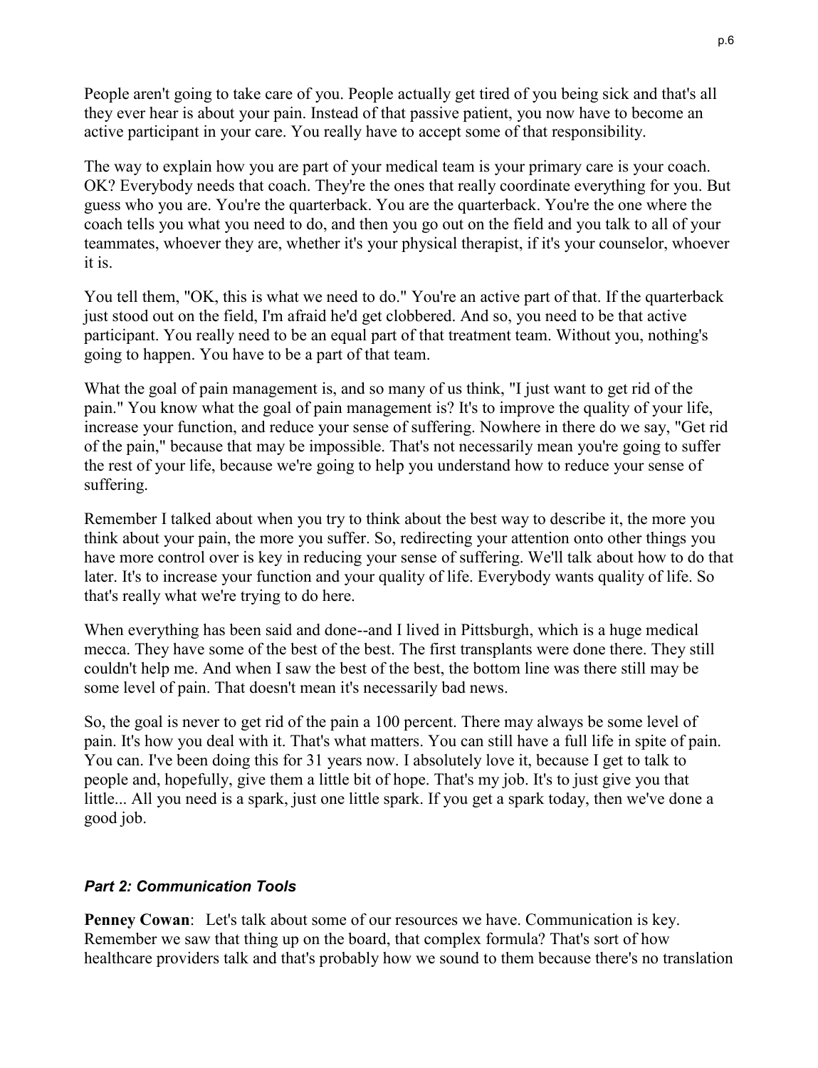People aren't going to take care of you. People actually get tired of you being sick and that's all they ever hear is about your pain. Instead of that passive patient, you now have to become an active participant in your care. You really have to accept some of that responsibility.

The way to explain how you are part of your medical team is your primary care is your coach. OK? Everybody needs that coach. They're the ones that really coordinate everything for you. But guess who you are. You're the quarterback. You are the quarterback. You're the one where the coach tells you what you need to do, and then you go out on the field and you talk to all of your teammates, whoever they are, whether it's your physical therapist, if it's your counselor, whoever it is.

You tell them, "OK, this is what we need to do." You're an active part of that. If the quarterback just stood out on the field, I'm afraid he'd get clobbered. And so, you need to be that active participant. You really need to be an equal part of that treatment team. Without you, nothing's going to happen. You have to be a part of that team.

What the goal of pain management is, and so many of us think, "I just want to get rid of the pain." You know what the goal of pain management is? It's to improve the quality of your life, increase your function, and reduce your sense of suffering. Nowhere in there do we say, "Get rid of the pain," because that may be impossible. That's not necessarily mean you're going to suffer the rest of your life, because we're going to help you understand how to reduce your sense of suffering.

Remember I talked about when you try to think about the best way to describe it, the more you think about your pain, the more you suffer. So, redirecting your attention onto other things you have more control over is key in reducing your sense of suffering. We'll talk about how to do that later. It's to increase your function and your quality of life. Everybody wants quality of life. So that's really what we're trying to do here.

When everything has been said and done--and I lived in Pittsburgh, which is a huge medical mecca. They have some of the best of the best. The first transplants were done there. They still couldn't help me. And when I saw the best of the best, the bottom line was there still may be some level of pain. That doesn't mean it's necessarily bad news.

So, the goal is never to get rid of the pain a 100 percent. There may always be some level of pain. It's how you deal with it. That's what matters. You can still have a full life in spite of pain. You can. I've been doing this for 31 years now. I absolutely love it, because I get to talk to people and, hopefully, give them a little bit of hope. That's my job. It's to just give you that little... All you need is a spark, just one little spark. If you get a spark today, then we've done a good job.

### *Part 2: Communication Tools*

**Penney Cowan**: Let's talk about some of our resources we have. Communication is key. Remember we saw that thing up on the board, that complex formula? That's sort of how healthcare providers talk and that's probably how we sound to them because there's no translation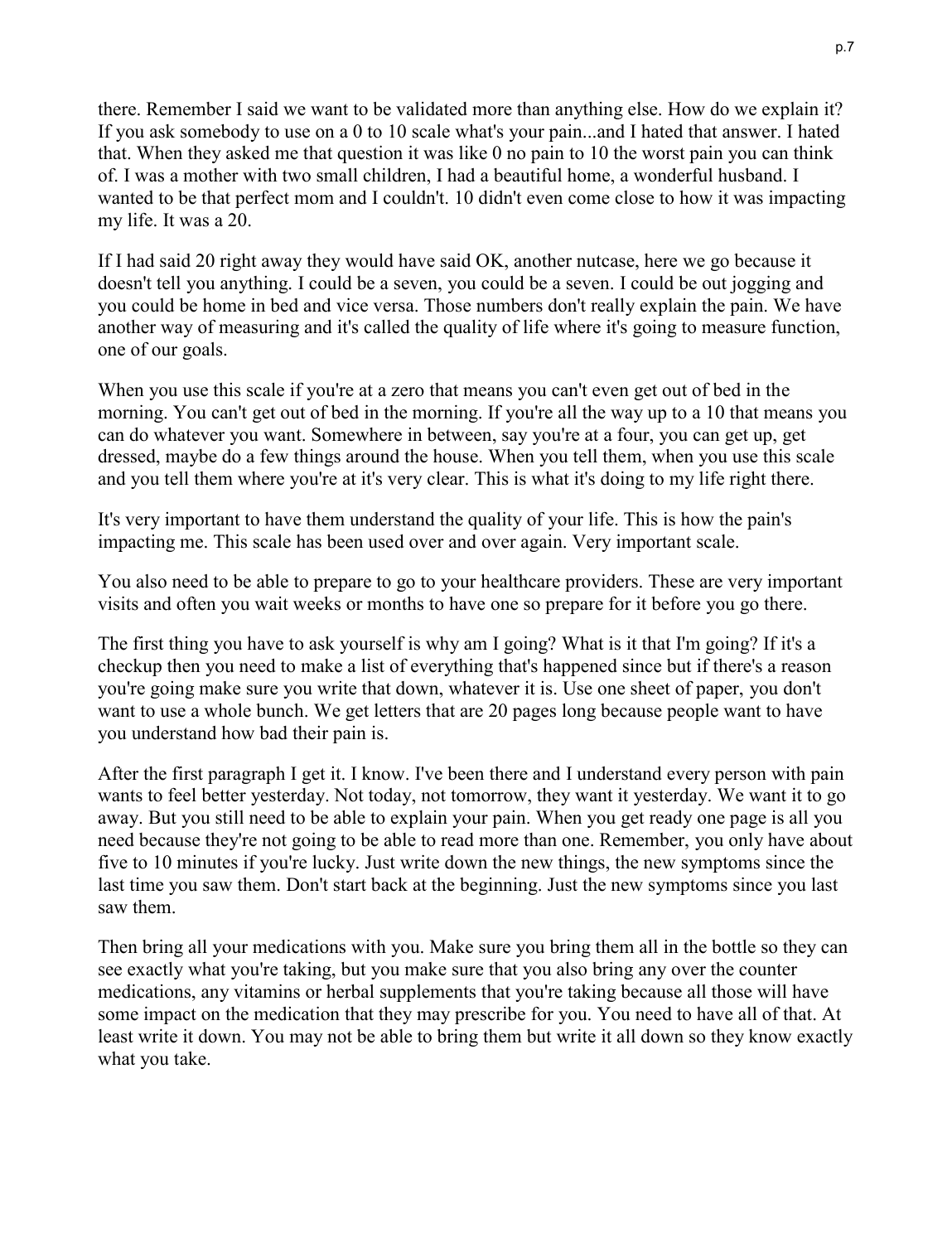there. Remember I said we want to be validated more than anything else. How do we explain it? If you ask somebody to use on a 0 to 10 scale what's your pain...and I hated that answer. I hated that. When they asked me that question it was like 0 no pain to 10 the worst pain you can think of. I was a mother with two small children, I had a beautiful home, a wonderful husband. I wanted to be that perfect mom and I couldn't. 10 didn't even come close to how it was impacting my life. It was a 20.

If I had said 20 right away they would have said OK, another nutcase, here we go because it doesn't tell you anything. I could be a seven, you could be a seven. I could be out jogging and you could be home in bed and vice versa. Those numbers don't really explain the pain. We have another way of measuring and it's called the quality of life where it's going to measure function, one of our goals.

When you use this scale if you're at a zero that means you can't even get out of bed in the morning. You can't get out of bed in the morning. If you're all the way up to a 10 that means you can do whatever you want. Somewhere in between, say you're at a four, you can get up, get dressed, maybe do a few things around the house. When you tell them, when you use this scale and you tell them where you're at it's very clear. This is what it's doing to my life right there.

It's very important to have them understand the quality of your life. This is how the pain's impacting me. This scale has been used over and over again. Very important scale.

You also need to be able to prepare to go to your healthcare providers. These are very important visits and often you wait weeks or months to have one so prepare for it before you go there.

The first thing you have to ask yourself is why am I going? What is it that I'm going? If it's a checkup then you need to make a list of everything that's happened since but if there's a reason you're going make sure you write that down, whatever it is. Use one sheet of paper, you don't want to use a whole bunch. We get letters that are 20 pages long because people want to have you understand how bad their pain is.

After the first paragraph I get it. I know. I've been there and I understand every person with pain wants to feel better yesterday. Not today, not tomorrow, they want it yesterday. We want it to go away. But you still need to be able to explain your pain. When you get ready one page is all you need because they're not going to be able to read more than one. Remember, you only have about five to 10 minutes if you're lucky. Just write down the new things, the new symptoms since the last time you saw them. Don't start back at the beginning. Just the new symptoms since you last saw them.

Then bring all your medications with you. Make sure you bring them all in the bottle so they can see exactly what you're taking, but you make sure that you also bring any over the counter medications, any vitamins or herbal supplements that you're taking because all those will have some impact on the medication that they may prescribe for you. You need to have all of that. At least write it down. You may not be able to bring them but write it all down so they know exactly what you take.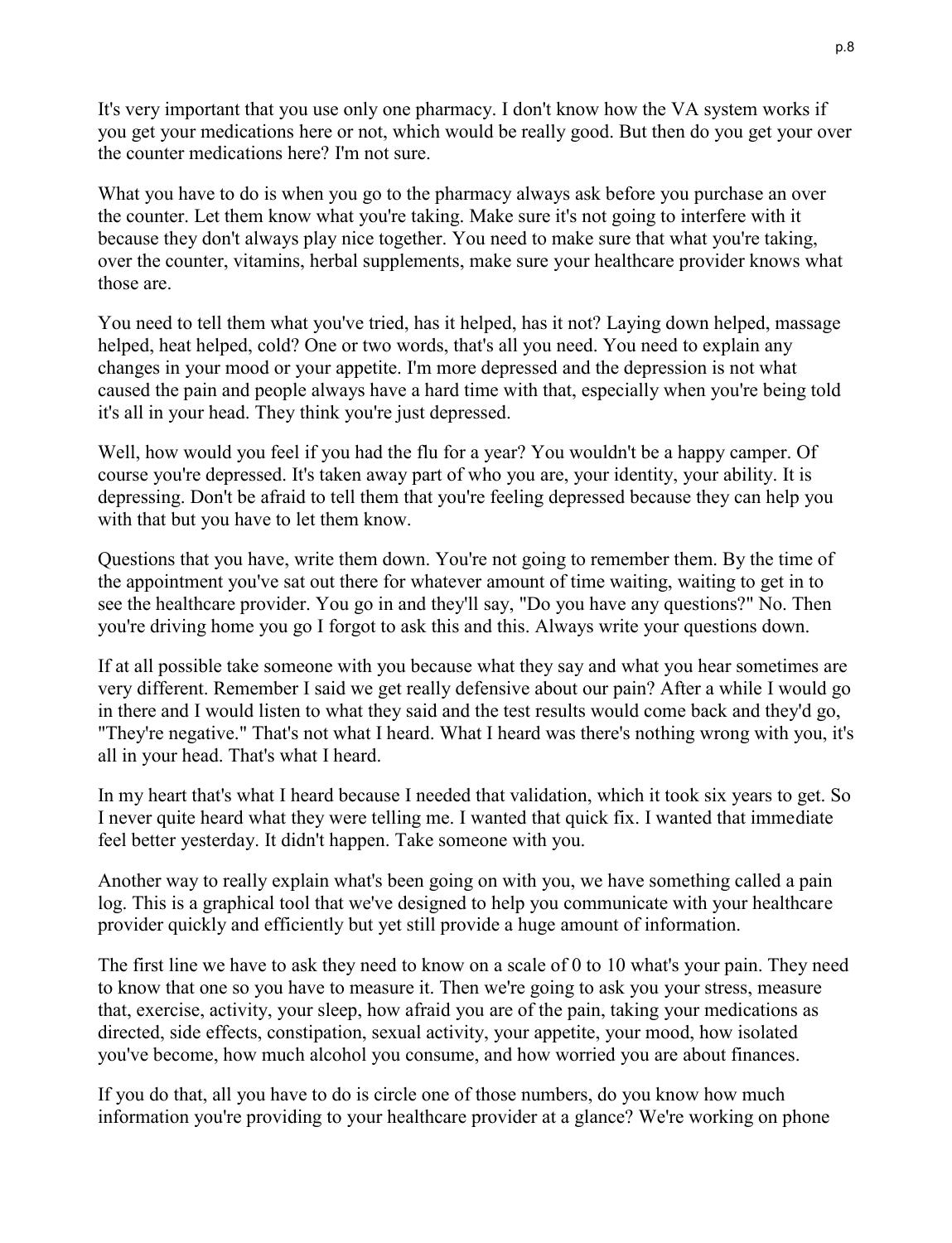It's very important that you use only one pharmacy. I don't know how the VA system works if you get your medications here or not, which would be really good. But then do you get your over the counter medications here? I'm not sure.

What you have to do is when you go to the pharmacy always ask before you purchase an over the counter. Let them know what you're taking. Make sure it's not going to interfere with it because they don't always play nice together. You need to make sure that what you're taking, over the counter, vitamins, herbal supplements, make sure your healthcare provider knows what those are.

You need to tell them what you've tried, has it helped, has it not? Laying down helped, massage helped, heat helped, cold? One or two words, that's all you need. You need to explain any changes in your mood or your appetite. I'm more depressed and the depression is not what caused the pain and people always have a hard time with that, especially when you're being told it's all in your head. They think you're just depressed.

Well, how would you feel if you had the flu for a year? You wouldn't be a happy camper. Of course you're depressed. It's taken away part of who you are, your identity, your ability. It is depressing. Don't be afraid to tell them that you're feeling depressed because they can help you with that but you have to let them know.

Questions that you have, write them down. You're not going to remember them. By the time of the appointment you've sat out there for whatever amount of time waiting, waiting to get in to see the healthcare provider. You go in and they'll say, "Do you have any questions?" No. Then you're driving home you go I forgot to ask this and this. Always write your questions down.

If at all possible take someone with you because what they say and what you hear sometimes are very different. Remember I said we get really defensive about our pain? After a while I would go in there and I would listen to what they said and the test results would come back and they'd go, "They're negative." That's not what I heard. What I heard was there's nothing wrong with you, it's all in your head. That's what I heard.

In my heart that's what I heard because I needed that validation, which it took six years to get. So I never quite heard what they were telling me. I wanted that quick fix. I wanted that immediate feel better yesterday. It didn't happen. Take someone with you.

Another way to really explain what's been going on with you, we have something called a pain log. This is a graphical tool that we've designed to help you communicate with your healthcare provider quickly and efficiently but yet still provide a huge amount of information.

The first line we have to ask they need to know on a scale of 0 to 10 what's your pain. They need to know that one so you have to measure it. Then we're going to ask you your stress, measure that, exercise, activity, your sleep, how afraid you are of the pain, taking your medications as directed, side effects, constipation, sexual activity, your appetite, your mood, how isolated you've become, how much alcohol you consume, and how worried you are about finances.

If you do that, all you have to do is circle one of those numbers, do you know how much information you're providing to your healthcare provider at a glance? We're working on phone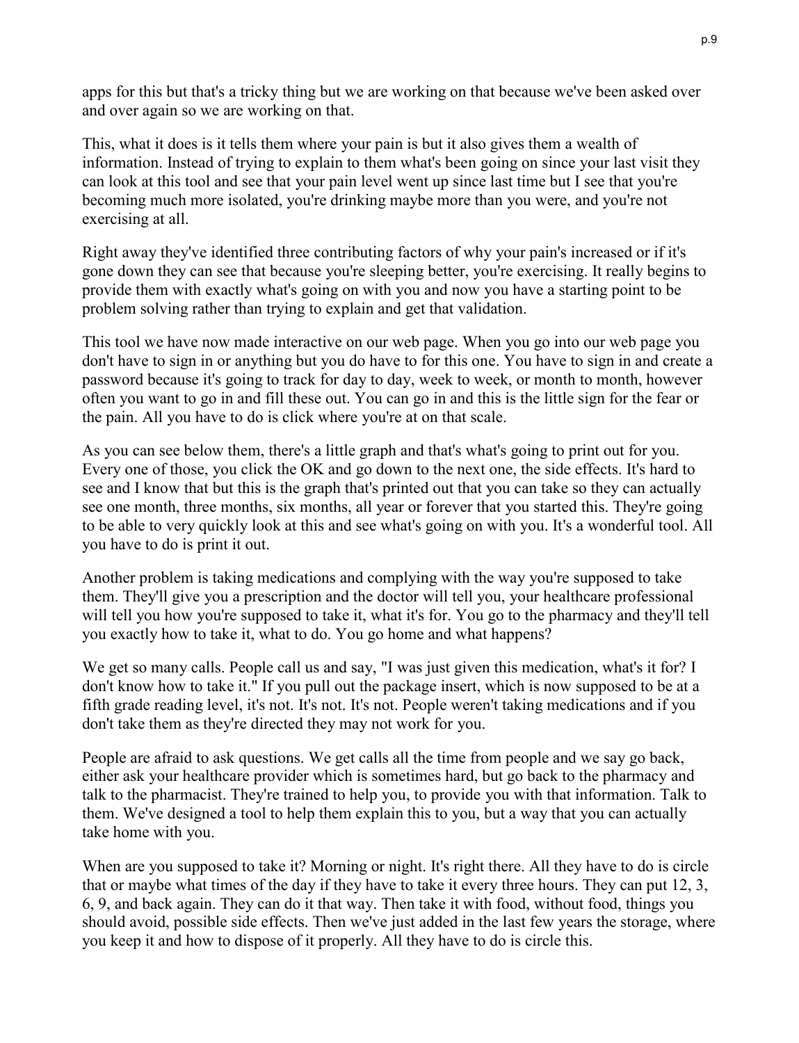apps for this but that's a tricky thing but we are working on that because we've been asked over and over again so we are working on that.

This, what it does is it tells them where your pain is but it also gives them a wealth of information. Instead of trying to explain to them what's been going on since your last visit they can look at this tool and see that your pain level went up since last time but I see that you're becoming much more isolated, you're drinking maybe more than you were, and you're not exercising at all.

Right away they've identified three contributing factors of why your pain's increased or if it's gone down they can see that because you're sleeping better, you're exercising. It really begins to provide them with exactly what's going on with you and now you have a starting point to be problem solving rather than trying to explain and get that validation.

This tool we have now made interactive on our web page. When you go into our web page you don't have to sign in or anything but you do have to for this one. You have to sign in and create a password because it's going to track for day to day, week to week, or month to month, however often you want to go in and fill these out. You can go in and this is the little sign for the fear or the pain. All you have to do is click where you're at on that scale.

As you can see below them, there's a little graph and that's what's going to print out for you. Every one of those, you click the OK and go down to the next one, the side effects. It's hard to see and I know that but this is the graph that's printed out that you can take so they can actually see one month, three months, six months, all year or forever that you started this. They're going to be able to very quickly look at this and see what's going on with you. It's a wonderful tool. All you have to do is print it out.

Another problem is taking medications and complying with the way you're supposed to take them. They'll give you a prescription and the doctor will tell you, your healthcare professional will tell you how you're supposed to take it, what it's for. You go to the pharmacy and they'll tell you exactly how to take it, what to do. You go home and what happens?

We get so many calls. People call us and say, "I was just given this medication, what's it for? I don't know how to take it." If you pull out the package insert, which is now supposed to be at a fifth grade reading level, it's not. It's not. It's not. People weren't taking medications and if you don't take them as they're directed they may not work for you.

People are afraid to ask questions. We get calls all the time from people and we say go back, either ask your healthcare provider which is sometimes hard, but go back to the pharmacy and talk to the pharmacist. They're trained to help you, to provide you with that information. Talk to them. We've designed a tool to help them explain this to you, but a way that you can actually take home with you.

When are you supposed to take it? Morning or night. It's right there. All they have to do is circle that or maybe what times of the day if they have to take it every three hours. They can put 12, 3, 6, 9, and back again. They can do it that way. Then take it with food, without food, things you should avoid, possible side effects. Then we've just added in the last few years the storage, where you keep it and how to dispose of it properly. All they have to do is circle this.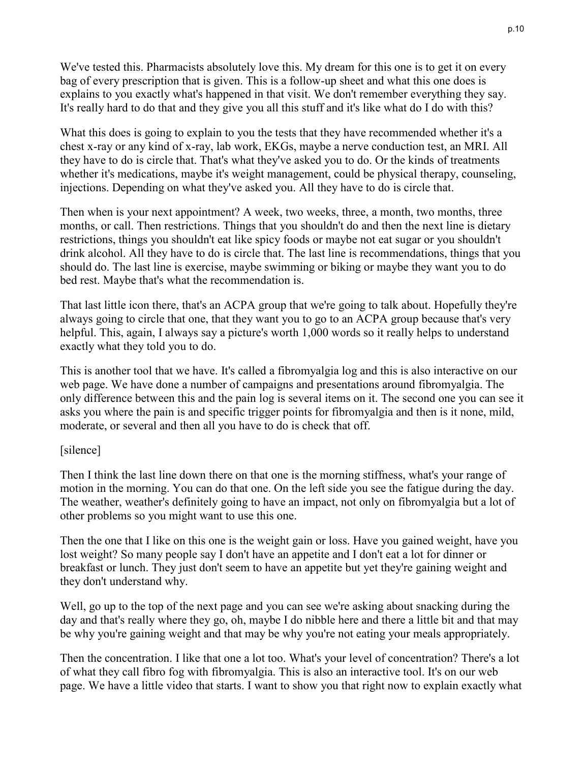We've tested this. Pharmacists absolutely love this. My dream for this one is to get it on every bag of every prescription that is given. This is a follow-up sheet and what this one does is explains to you exactly what's happened in that visit. We don't remember everything they say. It's really hard to do that and they give you all this stuff and it's like what do I do with this?

What this does is going to explain to you the tests that they have recommended whether it's a chest x-ray or any kind of x-ray, lab work, EKGs, maybe a nerve conduction test, an MRI. All they have to do is circle that. That's what they've asked you to do. Or the kinds of treatments whether it's medications, maybe it's weight management, could be physical therapy, counseling, injections. Depending on what they've asked you. All they have to do is circle that.

Then when is your next appointment? A week, two weeks, three, a month, two months, three months, or call. Then restrictions. Things that you shouldn't do and then the next line is dietary restrictions, things you shouldn't eat like spicy foods or maybe not eat sugar or you shouldn't drink alcohol. All they have to do is circle that. The last line is recommendations, things that you should do. The last line is exercise, maybe swimming or biking or maybe they want you to do bed rest. Maybe that's what the recommendation is.

That last little icon there, that's an ACPA group that we're going to talk about. Hopefully they're always going to circle that one, that they want you to go to an ACPA group because that's very helpful. This, again, I always say a picture's worth 1,000 words so it really helps to understand exactly what they told you to do.

This is another tool that we have. It's called a fibromyalgia log and this is also interactive on our web page. We have done a number of campaigns and presentations around fibromyalgia. The only difference between this and the pain log is several items on it. The second one you can see it asks you where the pain is and specific trigger points for fibromyalgia and then is it none, mild, moderate, or several and then all you have to do is check that off.

[silence]

Then I think the last line down there on that one is the morning stiffness, what's your range of motion in the morning. You can do that one. On the left side you see the fatigue during the day. The weather, weather's definitely going to have an impact, not only on fibromyalgia but a lot of other problems so you might want to use this one.

Then the one that I like on this one is the weight gain or loss. Have you gained weight, have you lost weight? So many people say I don't have an appetite and I don't eat a lot for dinner or breakfast or lunch. They just don't seem to have an appetite but yet they're gaining weight and they don't understand why.

Well, go up to the top of the next page and you can see we're asking about snacking during the day and that's really where they go, oh, maybe I do nibble here and there a little bit and that may be why you're gaining weight and that may be why you're not eating your meals appropriately.

Then the concentration. I like that one a lot too. What's your level of concentration? There's a lot of what they call fibro fog with fibromyalgia. This is also an interactive tool. It's on our web page. We have a little video that starts. I want to show you that right now to explain exactly what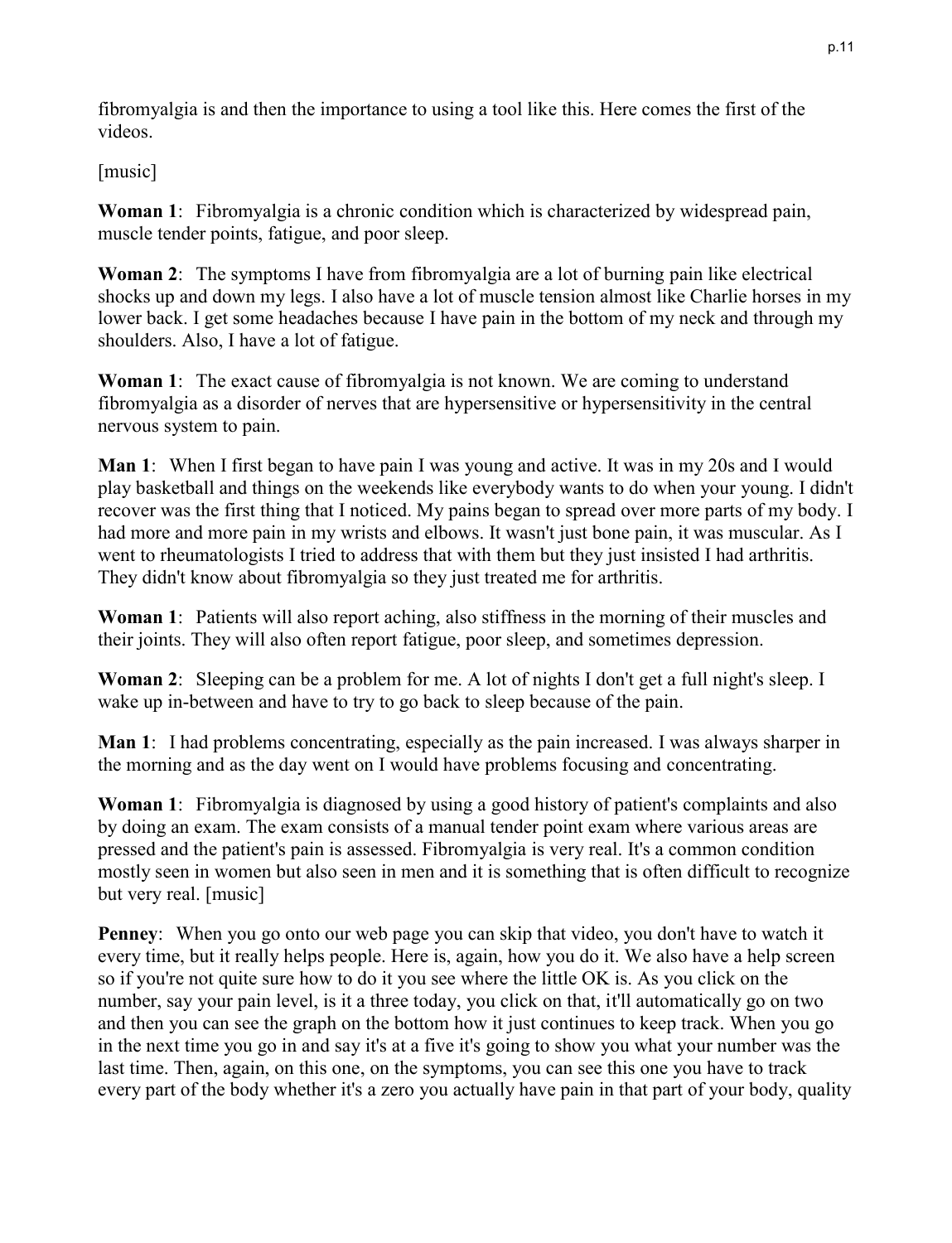fibromyalgia is and then the importance to using a tool like this. Here comes the first of the videos.

[music]

**Woman 1**: Fibromyalgia is a chronic condition which is characterized by widespread pain, muscle tender points, fatigue, and poor sleep.

**Woman 2**: The symptoms I have from fibromyalgia are a lot of burning pain like electrical shocks up and down my legs. I also have a lot of muscle tension almost like Charlie horses in my lower back. I get some headaches because I have pain in the bottom of my neck and through my shoulders. Also, I have a lot of fatigue.

**Woman 1**: The exact cause of fibromyalgia is not known. We are coming to understand fibromyalgia as a disorder of nerves that are hypersensitive or hypersensitivity in the central nervous system to pain.

**Man 1**: When I first began to have pain I was young and active. It was in my 20s and I would play basketball and things on the weekends like everybody wants to do when your young. I didn't recover was the first thing that I noticed. My pains began to spread over more parts of my body. I had more and more pain in my wrists and elbows. It wasn't just bone pain, it was muscular. As I went to rheumatologists I tried to address that with them but they just insisted I had arthritis. They didn't know about fibromyalgia so they just treated me for arthritis.

**Woman 1**: Patients will also report aching, also stiffness in the morning of their muscles and their joints. They will also often report fatigue, poor sleep, and sometimes depression.

**Woman 2**: Sleeping can be a problem for me. A lot of nights I don't get a full night's sleep. I wake up in-between and have to try to go back to sleep because of the pain.

**Man 1**: I had problems concentrating, especially as the pain increased. I was always sharper in the morning and as the day went on I would have problems focusing and concentrating.

**Woman 1**: Fibromyalgia is diagnosed by using a good history of patient's complaints and also by doing an exam. The exam consists of a manual tender point exam where various areas are pressed and the patient's pain is assessed. Fibromyalgia is very real. It's a common condition mostly seen in women but also seen in men and it is something that is often difficult to recognize but very real. [music]

**Penney**: When you go onto our web page you can skip that video, you don't have to watch it every time, but it really helps people. Here is, again, how you do it. We also have a help screen so if you're not quite sure how to do it you see where the little OK is. As you click on the number, say your pain level, is it a three today, you click on that, it'll automatically go on two and then you can see the graph on the bottom how it just continues to keep track. When you go in the next time you go in and say it's at a five it's going to show you what your number was the last time. Then, again, on this one, on the symptoms, you can see this one you have to track every part of the body whether it's a zero you actually have pain in that part of your body, quality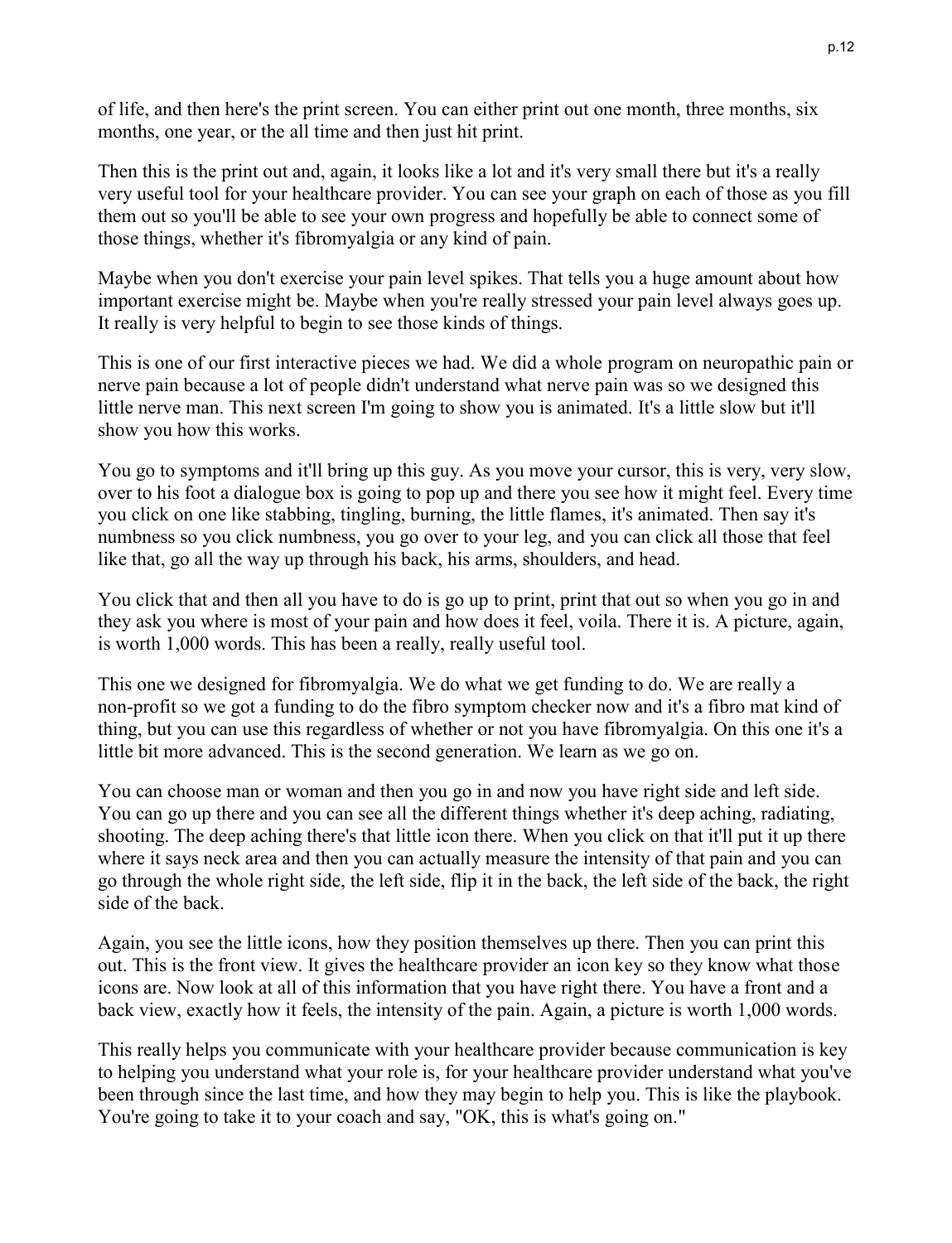of life, and then here's the print screen. You can either print out one month, three months, six months, one year, or the all time and then just hit print.

Then this is the print out and, again, it looks like a lot and it's very small there but it's a really very useful tool for your healthcare provider. You can see your graph on each of those as you fill them out so you'll be able to see your own progress and hopefully be able to connect some of those things, whether it's fibromyalgia or any kind of pain.

Maybe when you don't exercise your pain level spikes. That tells you a huge amount about how important exercise might be. Maybe when you're really stressed your pain level always goes up. It really is very helpful to begin to see those kinds of things.

This is one of our first interactive pieces we had. We did a whole program on neuropathic pain or nerve pain because a lot of people didn't understand what nerve pain was so we designed this little nerve man. This next screen I'm going to show you is animated. It's a little slow but it'll show you how this works.

You go to symptoms and it'll bring up this guy. As you move your cursor, this is very, very slow, over to his foot a dialogue box is going to pop up and there you see how it might feel. Every time you click on one like stabbing, tingling, burning, the little flames, it's animated. Then say it's numbness so you click numbness, you go over to your leg, and you can click all those that feel like that, go all the way up through his back, his arms, shoulders, and head.

You click that and then all you have to do is go up to print, print that out so when you go in and they ask you where is most of your pain and how does it feel, voila. There it is. A picture, again, is worth 1,000 words. This has been a really, really useful tool.

This one we designed for fibromyalgia. We do what we get funding to do. We are really a non-profit so we got a funding to do the fibro symptom checker now and it's a fibro mat kind of thing, but you can use this regardless of whether or not you have fibromyalgia. On this one it's a little bit more advanced. This is the second generation. We learn as we go on.

You can choose man or woman and then you go in and now you have right side and left side. You can go up there and you can see all the different things whether it's deep aching, radiating, shooting. The deep aching there's that little icon there. When you click on that it'll put it up there where it says neck area and then you can actually measure the intensity of that pain and you can go through the whole right side, the left side, flip it in the back, the left side of the back, the right side of the back.

Again, you see the little icons, how they position themselves up there. Then you can print this out. This is the front view. It gives the healthcare provider an icon key so they know what those icons are. Now look at all of this information that you have right there. You have a front and a back view, exactly how it feels, the intensity of the pain. Again, a picture is worth 1,000 words.

This really helps you communicate with your healthcare provider because communication is key to helping you understand what your role is, for your healthcare provider understand what you've been through since the last time, and how they may begin to help you. This is like the playbook. You're going to take it to your coach and say, "OK, this is what's going on."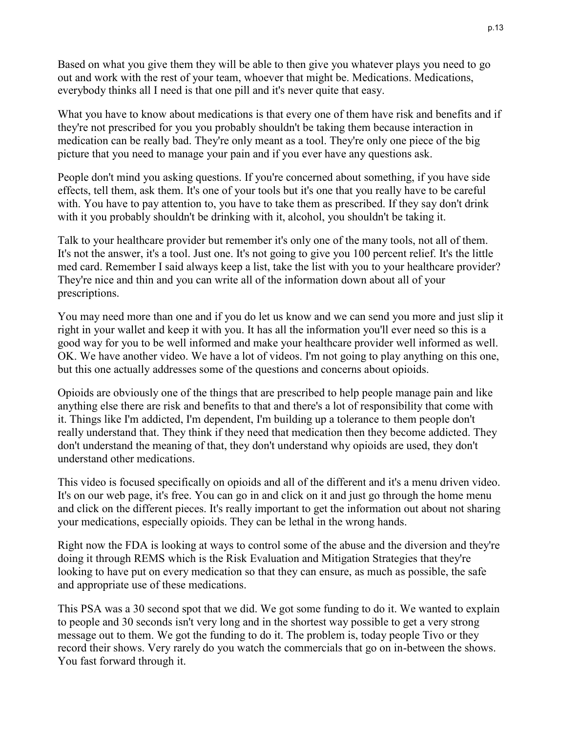Based on what you give them they will be able to then give you whatever plays you need to go out and work with the rest of your team, whoever that might be. Medications. Medications, everybody thinks all I need is that one pill and it's never quite that easy.

What you have to know about medications is that every one of them have risk and benefits and if they're not prescribed for you you probably shouldn't be taking them because interaction in medication can be really bad. They're only meant as a tool. They're only one piece of the big picture that you need to manage your pain and if you ever have any questions ask.

People don't mind you asking questions. If you're concerned about something, if you have side effects, tell them, ask them. It's one of your tools but it's one that you really have to be careful with. You have to pay attention to, you have to take them as prescribed. If they say don't drink with it you probably shouldn't be drinking with it, alcohol, you shouldn't be taking it.

Talk to your healthcare provider but remember it's only one of the many tools, not all of them. It's not the answer, it's a tool. Just one. It's not going to give you 100 percent relief. It's the little med card. Remember I said always keep a list, take the list with you to your healthcare provider? They're nice and thin and you can write all of the information down about all of your prescriptions.

You may need more than one and if you do let us know and we can send you more and just slip it right in your wallet and keep it with you. It has all the information you'll ever need so this is a good way for you to be well informed and make your healthcare provider well informed as well. OK. We have another video. We have a lot of videos. I'm not going to play anything on this one, but this one actually addresses some of the questions and concerns about opioids.

Opioids are obviously one of the things that are prescribed to help people manage pain and like anything else there are risk and benefits to that and there's a lot of responsibility that come with it. Things like I'm addicted, I'm dependent, I'm building up a tolerance to them people don't really understand that. They think if they need that medication then they become addicted. They don't understand the meaning of that, they don't understand why opioids are used, they don't understand other medications.

This video is focused specifically on opioids and all of the different and it's a menu driven video. It's on our web page, it's free. You can go in and click on it and just go through the home menu and click on the different pieces. It's really important to get the information out about not sharing your medications, especially opioids. They can be lethal in the wrong hands.

Right now the FDA is looking at ways to control some of the abuse and the diversion and they're doing it through REMS which is the Risk Evaluation and Mitigation Strategies that they're looking to have put on every medication so that they can ensure, as much as possible, the safe and appropriate use of these medications.

This PSA was a 30 second spot that we did. We got some funding to do it. We wanted to explain to people and 30 seconds isn't very long and in the shortest way possible to get a very strong message out to them. We got the funding to do it. The problem is, today people Tivo or they record their shows. Very rarely do you watch the commercials that go on in-between the shows. You fast forward through it.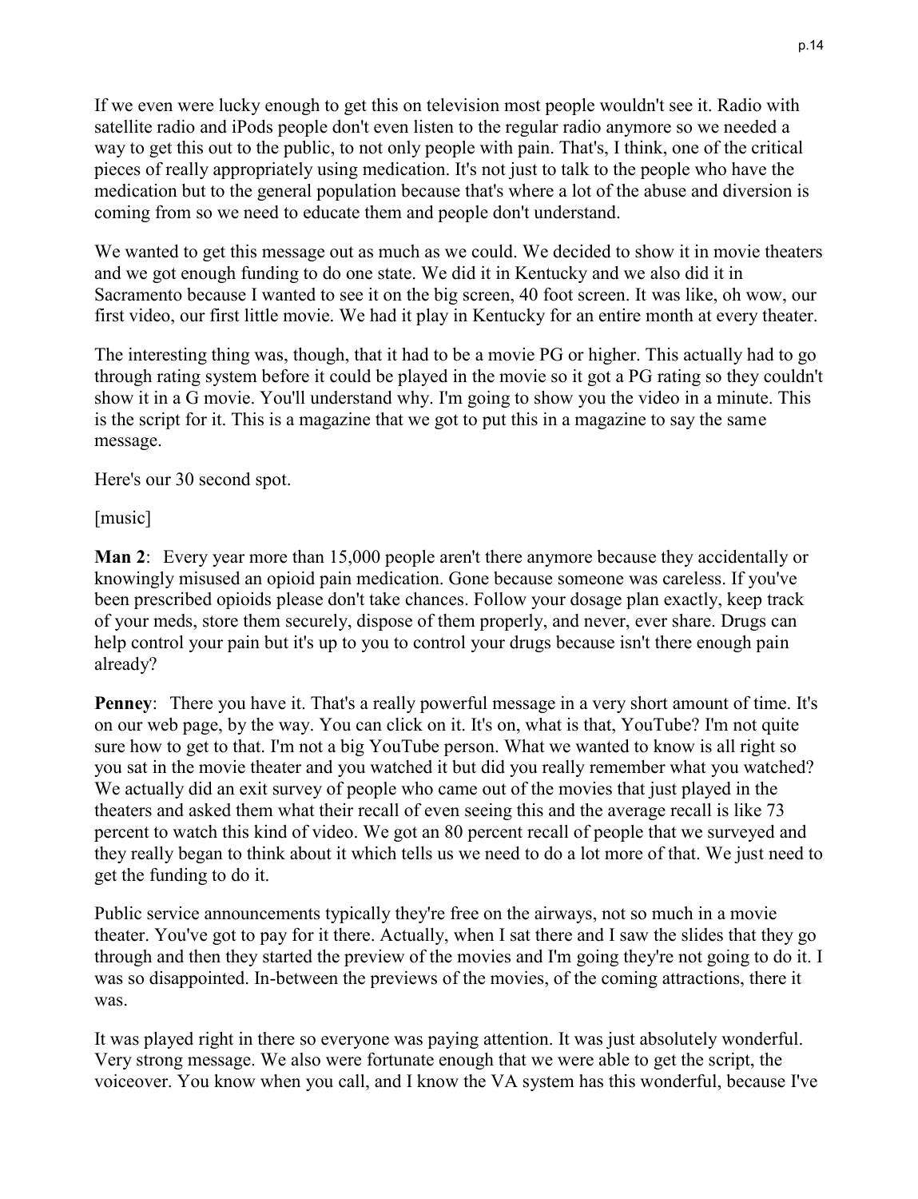If we even were lucky enough to get this on television most people wouldn't see it. Radio with satellite radio and iPods people don't even listen to the regular radio anymore so we needed a way to get this out to the public, to not only people with pain. That's, I think, one of the critical pieces of really appropriately using medication. It's not just to talk to the people who have the medication but to the general population because that's where a lot of the abuse and diversion is coming from so we need to educate them and people don't understand.

We wanted to get this message out as much as we could. We decided to show it in movie theaters and we got enough funding to do one state. We did it in Kentucky and we also did it in Sacramento because I wanted to see it on the big screen, 40 foot screen. It was like, oh wow, our first video, our first little movie. We had it play in Kentucky for an entire month at every theater.

The interesting thing was, though, that it had to be a movie PG or higher. This actually had to go through rating system before it could be played in the movie so it got a PG rating so they couldn't show it in a G movie. You'll understand why. I'm going to show you the video in a minute. This is the script for it. This is a magazine that we got to put this in a magazine to say the same message.

Here's our 30 second spot.

[music]

**Man 2**: Every year more than 15,000 people aren't there anymore because they accidentally or knowingly misused an opioid pain medication. Gone because someone was careless. If you've been prescribed opioids please don't take chances. Follow your dosage plan exactly, keep track of your meds, store them securely, dispose of them properly, and never, ever share. Drugs can help control your pain but it's up to you to control your drugs because isn't there enough pain already?

**Penney**: There you have it. That's a really powerful message in a very short amount of time. It's on our web page, by the way. You can click on it. It's on, what is that, YouTube? I'm not quite sure how to get to that. I'm not a big YouTube person. What we wanted to know is all right so you sat in the movie theater and you watched it but did you really remember what you watched? We actually did an exit survey of people who came out of the movies that just played in the theaters and asked them what their recall of even seeing this and the average recall is like 73 percent to watch this kind of video. We got an 80 percent recall of people that we surveyed and they really began to think about it which tells us we need to do a lot more of that. We just need to get the funding to do it.

Public service announcements typically they're free on the airways, not so much in a movie theater. You've got to pay for it there. Actually, when I sat there and I saw the slides that they go through and then they started the preview of the movies and I'm going they're not going to do it. I was so disappointed. In-between the previews of the movies, of the coming attractions, there it was.

It was played right in there so everyone was paying attention. It was just absolutely wonderful. Very strong message. We also were fortunate enough that we were able to get the script, the voiceover. You know when you call, and I know the VA system has this wonderful, because I've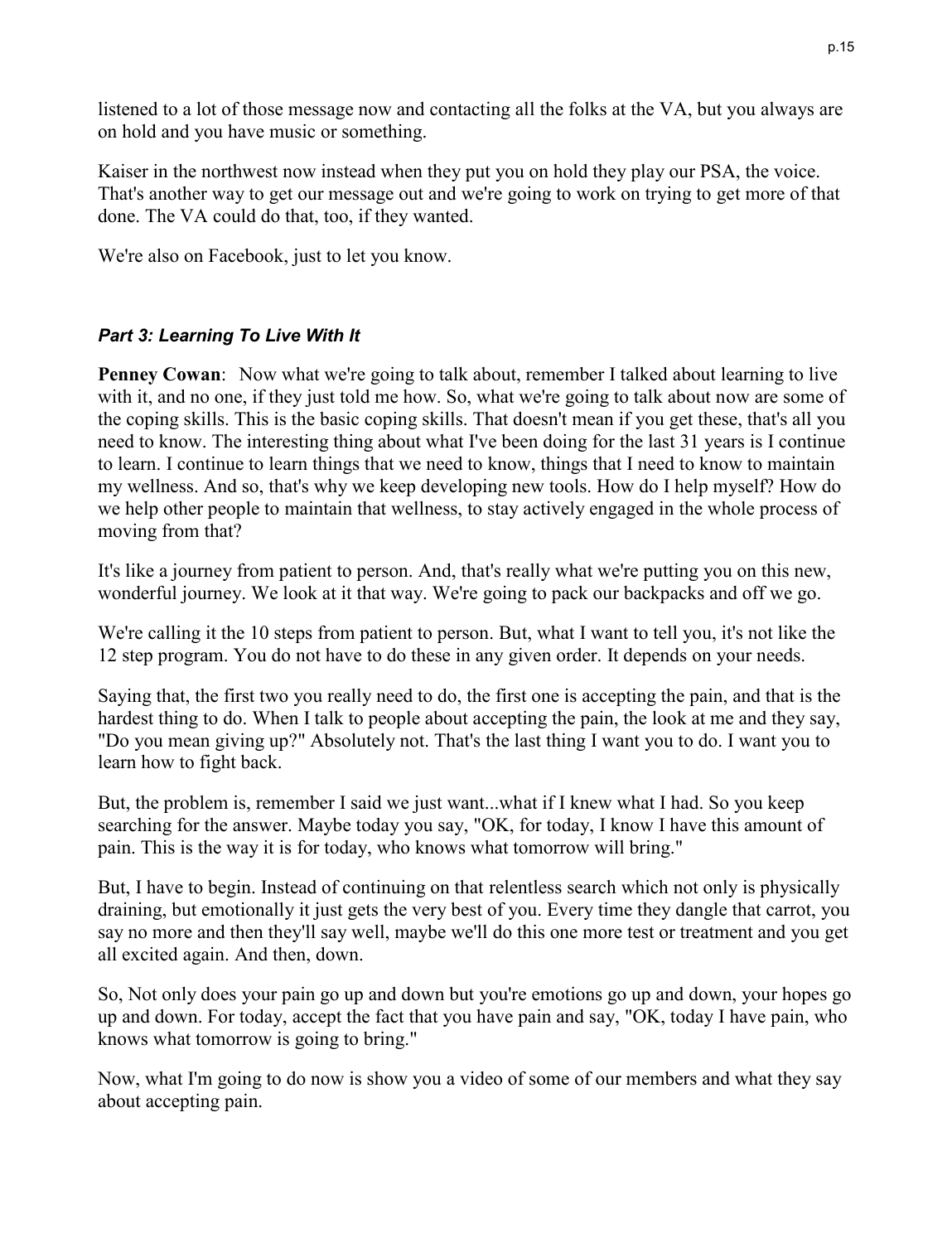listened to a lot of those message now and contacting all the folks at the VA, but you always are on hold and you have music or something.

Kaiser in the northwest now instead when they put you on hold they play our PSA, the voice. That's another way to get our message out and we're going to work on trying to get more of that done. The VA could do that, too, if they wanted.

We're also on Facebook, just to let you know.

### *Part 3: Learning To Live With It*

**Penney Cowan**: Now what we're going to talk about, remember I talked about learning to live with it, and no one, if they just told me how. So, what we're going to talk about now are some of the coping skills. This is the basic coping skills. That doesn't mean if you get these, that's all you need to know. The interesting thing about what I've been doing for the last 31 years is I continue to learn. I continue to learn things that we need to know, things that I need to know to maintain my wellness. And so, that's why we keep developing new tools. How do I help myself? How do we help other people to maintain that wellness, to stay actively engaged in the whole process of moving from that?

It's like a journey from patient to person. And, that's really what we're putting you on this new, wonderful journey. We look at it that way. We're going to pack our backpacks and off we go.

We're calling it the 10 steps from patient to person. But, what I want to tell you, it's not like the 12 step program. You do not have to do these in any given order. It depends on your needs.

Saying that, the first two you really need to do, the first one is accepting the pain, and that is the hardest thing to do. When I talk to people about accepting the pain, the look at me and they say, "Do you mean giving up?" Absolutely not. That's the last thing I want you to do. I want you to learn how to fight back.

But, the problem is, remember I said we just want...what if I knew what I had. So you keep searching for the answer. Maybe today you say, "OK, for today, I know I have this amount of pain. This is the way it is for today, who knows what tomorrow will bring."

But, I have to begin. Instead of continuing on that relentless search which not only is physically draining, but emotionally it just gets the very best of you. Every time they dangle that carrot, you say no more and then they'll say well, maybe we'll do this one more test or treatment and you get all excited again. And then, down.

So, Not only does your pain go up and down but you're emotions go up and down, your hopes go up and down. For today, accept the fact that you have pain and say, "OK, today I have pain, who knows what tomorrow is going to bring."

Now, what I'm going to do now is show you a video of some of our members and what they say about accepting pain.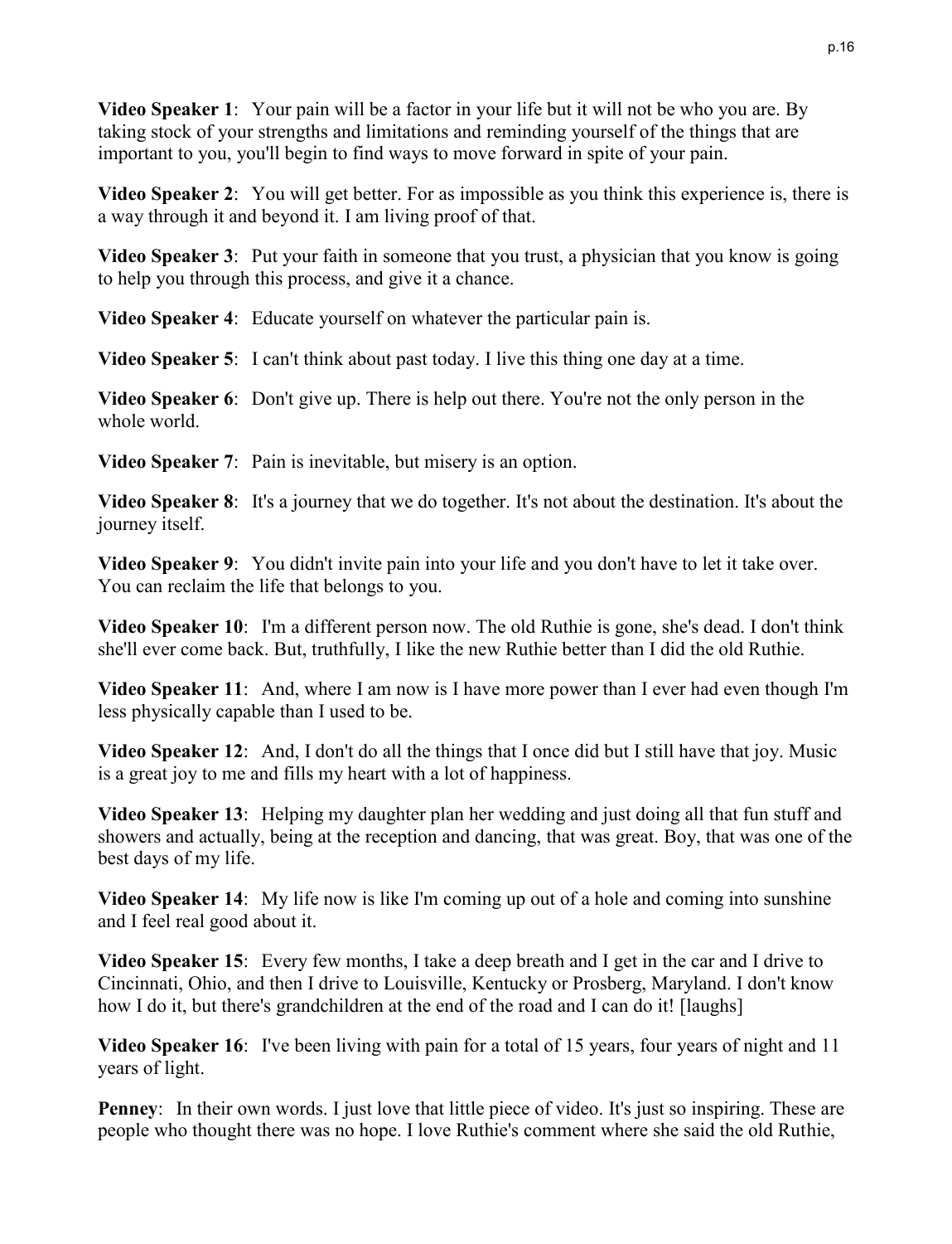**Video Speaker 1**: Your pain will be a factor in your life but it will not be who you are. By taking stock of your strengths and limitations and reminding yourself of the things that are important to you, you'll begin to find ways to move forward in spite of your pain.

**Video Speaker 2**: You will get better. For as impossible as you think this experience is, there is a way through it and beyond it. I am living proof of that.

**Video Speaker 3**: Put your faith in someone that you trust, a physician that you know is going to help you through this process, and give it a chance.

**Video Speaker 4**: Educate yourself on whatever the particular pain is.

**Video Speaker 5**: I can't think about past today. I live this thing one day at a time.

**Video Speaker 6**: Don't give up. There is help out there. You're not the only person in the whole world.

**Video Speaker 7**: Pain is inevitable, but misery is an option.

**Video Speaker 8**: It's a journey that we do together. It's not about the destination. It's about the journey itself.

**Video Speaker 9**: You didn't invite pain into your life and you don't have to let it take over. You can reclaim the life that belongs to you.

**Video Speaker 10**: I'm a different person now. The old Ruthie is gone, she's dead. I don't think she'll ever come back. But, truthfully, I like the new Ruthie better than I did the old Ruthie.

**Video Speaker 11**: And, where I am now is I have more power than I ever had even though I'm less physically capable than I used to be.

**Video Speaker 12**: And, I don't do all the things that I once did but I still have that joy. Music is a great joy to me and fills my heart with a lot of happiness.

**Video Speaker 13**: Helping my daughter plan her wedding and just doing all that fun stuff and showers and actually, being at the reception and dancing, that was great. Boy, that was one of the best days of my life.

**Video Speaker 14**: My life now is like I'm coming up out of a hole and coming into sunshine and I feel real good about it.

**Video Speaker 15**: Every few months, I take a deep breath and I get in the car and I drive to Cincinnati, Ohio, and then I drive to Louisville, Kentucky or Prosberg, Maryland. I don't know how I do it, but there's grandchildren at the end of the road and I can do it! [laughs]

**Video Speaker 16**: I've been living with pain for a total of 15 years, four years of night and 11 years of light.

**Penney**: In their own words. I just love that little piece of video. It's just so inspiring. These are people who thought there was no hope. I love Ruthie's comment where she said the old Ruthie,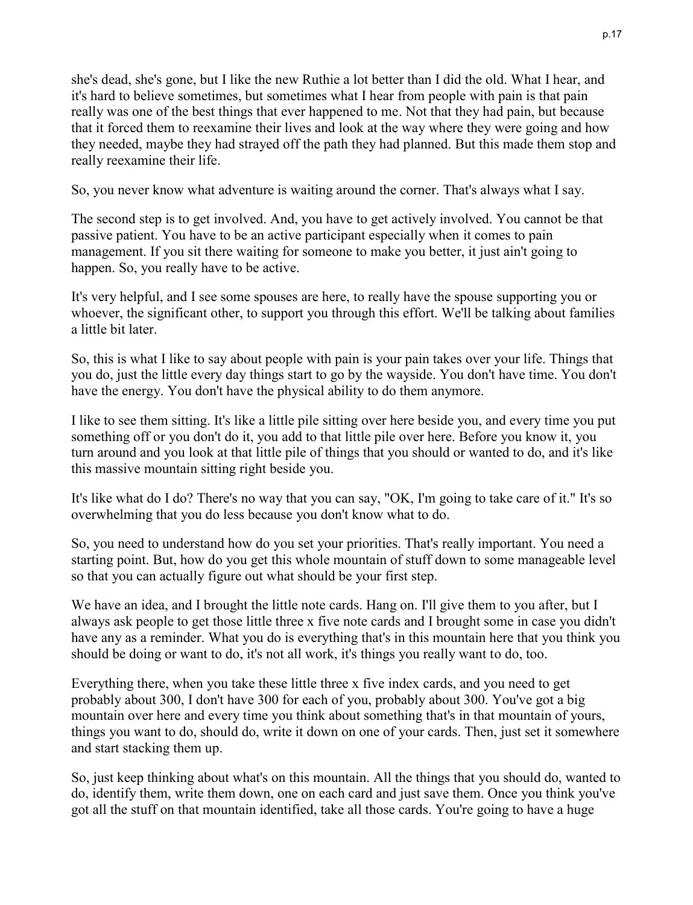she's dead, she's gone, but I like the new Ruthie a lot better than I did the old. What I hear, and it's hard to believe sometimes, but sometimes what I hear from people with pain is that pain really was one of the best things that ever happened to me. Not that they had pain, but because that it forced them to reexamine their lives and look at the way where they were going and how they needed, maybe they had strayed off the path they had planned. But this made them stop and really reexamine their life.

So, you never know what adventure is waiting around the corner. That's always what I say.

The second step is to get involved. And, you have to get actively involved. You cannot be that passive patient. You have to be an active participant especially when it comes to pain management. If you sit there waiting for someone to make you better, it just ain't going to happen. So, you really have to be active.

It's very helpful, and I see some spouses are here, to really have the spouse supporting you or whoever, the significant other, to support you through this effort. We'll be talking about families a little bit later.

So, this is what I like to say about people with pain is your pain takes over your life. Things that you do, just the little every day things start to go by the wayside. You don't have time. You don't have the energy. You don't have the physical ability to do them anymore.

I like to see them sitting. It's like a little pile sitting over here beside you, and every time you put something off or you don't do it, you add to that little pile over here. Before you know it, you turn around and you look at that little pile of things that you should or wanted to do, and it's like this massive mountain sitting right beside you.

It's like what do I do? There's no way that you can say, "OK, I'm going to take care of it." It's so overwhelming that you do less because you don't know what to do.

So, you need to understand how do you set your priorities. That's really important. You need a starting point. But, how do you get this whole mountain of stuff down to some manageable level so that you can actually figure out what should be your first step.

We have an idea, and I brought the little note cards. Hang on. I'll give them to you after, but I always ask people to get those little three x five note cards and I brought some in case you didn't have any as a reminder. What you do is everything that's in this mountain here that you think you should be doing or want to do, it's not all work, it's things you really want to do, too.

Everything there, when you take these little three x five index cards, and you need to get probably about 300, I don't have 300 for each of you, probably about 300. You've got a big mountain over here and every time you think about something that's in that mountain of yours, things you want to do, should do, write it down on one of your cards. Then, just set it somewhere and start stacking them up.

So, just keep thinking about what's on this mountain. All the things that you should do, wanted to do, identify them, write them down, one on each card and just save them. Once you think you've got all the stuff on that mountain identified, take all those cards. You're going to have a huge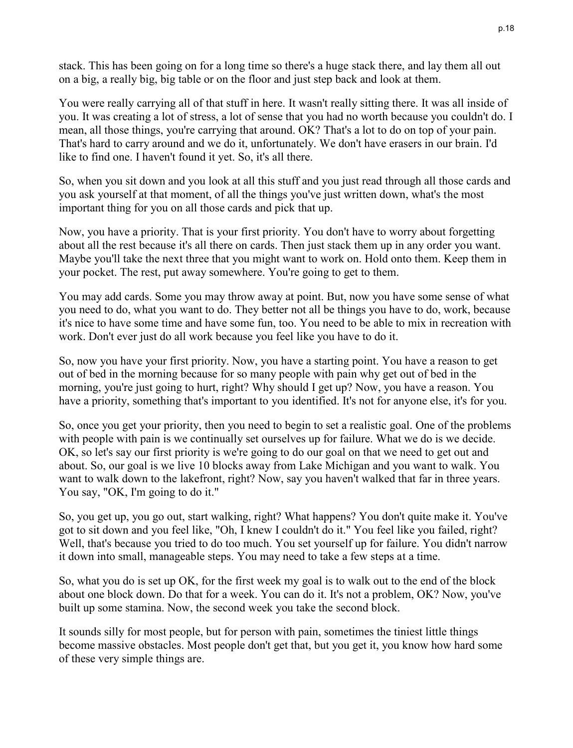stack. This has been going on for a long time so there's a huge stack there, and lay them all out on a big, a really big, big table or on the floor and just step back and look at them.

You were really carrying all of that stuff in here. It wasn't really sitting there. It was all inside of you. It was creating a lot of stress, a lot of sense that you had no worth because you couldn't do. I mean, all those things, you're carrying that around. OK? That's a lot to do on top of your pain. That's hard to carry around and we do it, unfortunately. We don't have erasers in our brain. I'd like to find one. I haven't found it yet. So, it's all there.

So, when you sit down and you look at all this stuff and you just read through all those cards and you ask yourself at that moment, of all the things you've just written down, what's the most important thing for you on all those cards and pick that up.

Now, you have a priority. That is your first priority. You don't have to worry about forgetting about all the rest because it's all there on cards. Then just stack them up in any order you want. Maybe you'll take the next three that you might want to work on. Hold onto them. Keep them in your pocket. The rest, put away somewhere. You're going to get to them.

You may add cards. Some you may throw away at point. But, now you have some sense of what you need to do, what you want to do. They better not all be things you have to do, work, because it's nice to have some time and have some fun, too. You need to be able to mix in recreation with work. Don't ever just do all work because you feel like you have to do it.

So, now you have your first priority. Now, you have a starting point. You have a reason to get out of bed in the morning because for so many people with pain why get out of bed in the morning, you're just going to hurt, right? Why should I get up? Now, you have a reason. You have a priority, something that's important to you identified. It's not for anyone else, it's for you.

So, once you get your priority, then you need to begin to set a realistic goal. One of the problems with people with pain is we continually set ourselves up for failure. What we do is we decide. OK, so let's say our first priority is we're going to do our goal on that we need to get out and about. So, our goal is we live 10 blocks away from Lake Michigan and you want to walk. You want to walk down to the lakefront, right? Now, say you haven't walked that far in three years. You say, "OK, I'm going to do it."

So, you get up, you go out, start walking, right? What happens? You don't quite make it. You've got to sit down and you feel like, "Oh, I knew I couldn't do it." You feel like you failed, right? Well, that's because you tried to do too much. You set yourself up for failure. You didn't narrow it down into small, manageable steps. You may need to take a few steps at a time.

So, what you do is set up OK, for the first week my goal is to walk out to the end of the block about one block down. Do that for a week. You can do it. It's not a problem, OK? Now, you've built up some stamina. Now, the second week you take the second block.

It sounds silly for most people, but for person with pain, sometimes the tiniest little things become massive obstacles. Most people don't get that, but you get it, you know how hard some of these very simple things are.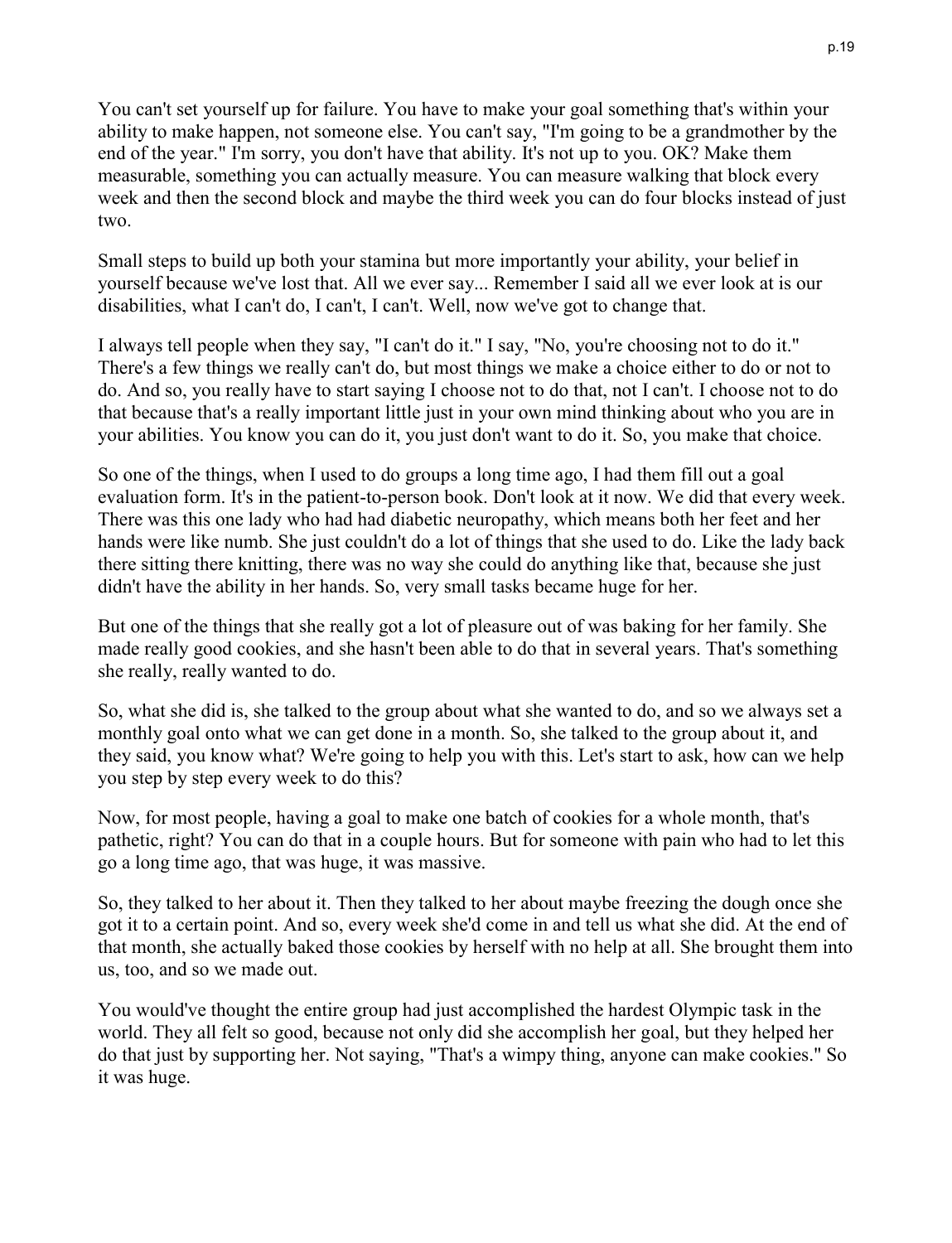You can't set yourself up for failure. You have to make your goal something that's within your ability to make happen, not someone else. You can't say, "I'm going to be a grandmother by the end of the year." I'm sorry, you don't have that ability. It's not up to you. OK? Make them measurable, something you can actually measure. You can measure walking that block every week and then the second block and maybe the third week you can do four blocks instead of just two.

Small steps to build up both your stamina but more importantly your ability, your belief in yourself because we've lost that. All we ever say... Remember I said all we ever look at is our disabilities, what I can't do, I can't, I can't. Well, now we've got to change that.

I always tell people when they say, "I can't do it." I say, "No, you're choosing not to do it." There's a few things we really can't do, but most things we make a choice either to do or not to do. And so, you really have to start saying I choose not to do that, not I can't. I choose not to do that because that's a really important little just in your own mind thinking about who you are in your abilities. You know you can do it, you just don't want to do it. So, you make that choice.

So one of the things, when I used to do groups a long time ago, I had them fill out a goal evaluation form. It's in the patient-to-person book. Don't look at it now. We did that every week. There was this one lady who had had diabetic neuropathy, which means both her feet and her hands were like numb. She just couldn't do a lot of things that she used to do. Like the lady back there sitting there knitting, there was no way she could do anything like that, because she just didn't have the ability in her hands. So, very small tasks became huge for her.

But one of the things that she really got a lot of pleasure out of was baking for her family. She made really good cookies, and she hasn't been able to do that in several years. That's something she really, really wanted to do.

So, what she did is, she talked to the group about what she wanted to do, and so we always set a monthly goal onto what we can get done in a month. So, she talked to the group about it, and they said, you know what? We're going to help you with this. Let's start to ask, how can we help you step by step every week to do this?

Now, for most people, having a goal to make one batch of cookies for a whole month, that's pathetic, right? You can do that in a couple hours. But for someone with pain who had to let this go a long time ago, that was huge, it was massive.

So, they talked to her about it. Then they talked to her about maybe freezing the dough once she got it to a certain point. And so, every week she'd come in and tell us what she did. At the end of that month, she actually baked those cookies by herself with no help at all. She brought them into us, too, and so we made out.

You would've thought the entire group had just accomplished the hardest Olympic task in the world. They all felt so good, because not only did she accomplish her goal, but they helped her do that just by supporting her. Not saying, "That's a wimpy thing, anyone can make cookies." So it was huge.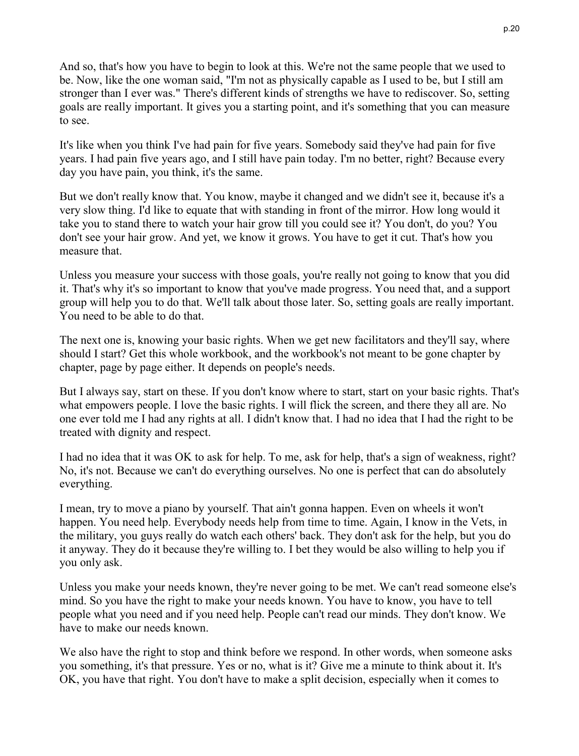And so, that's how you have to begin to look at this. We're not the same people that we used to be. Now, like the one woman said, "I'm not as physically capable as I used to be, but I still am stronger than I ever was." There's different kinds of strengths we have to rediscover. So, setting goals are really important. It gives you a starting point, and it's something that you can measure to see.

It's like when you think I've had pain for five years. Somebody said they've had pain for five years. I had pain five years ago, and I still have pain today. I'm no better, right? Because every day you have pain, you think, it's the same.

But we don't really know that. You know, maybe it changed and we didn't see it, because it's a very slow thing. I'd like to equate that with standing in front of the mirror. How long would it take you to stand there to watch your hair grow till you could see it? You don't, do you? You don't see your hair grow. And yet, we know it grows. You have to get it cut. That's how you measure that.

Unless you measure your success with those goals, you're really not going to know that you did it. That's why it's so important to know that you've made progress. You need that, and a support group will help you to do that. We'll talk about those later. So, setting goals are really important. You need to be able to do that.

The next one is, knowing your basic rights. When we get new facilitators and they'll say, where should I start? Get this whole workbook, and the workbook's not meant to be gone chapter by chapter, page by page either. It depends on people's needs.

But I always say, start on these. If you don't know where to start, start on your basic rights. That's what empowers people. I love the basic rights. I will flick the screen, and there they all are. No one ever told me I had any rights at all. I didn't know that. I had no idea that I had the right to be treated with dignity and respect.

I had no idea that it was OK to ask for help. To me, ask for help, that's a sign of weakness, right? No, it's not. Because we can't do everything ourselves. No one is perfect that can do absolutely everything.

I mean, try to move a piano by yourself. That ain't gonna happen. Even on wheels it won't happen. You need help. Everybody needs help from time to time. Again, I know in the Vets, in the military, you guys really do watch each others' back. They don't ask for the help, but you do it anyway. They do it because they're willing to. I bet they would be also willing to help you if you only ask.

Unless you make your needs known, they're never going to be met. We can't read someone else's mind. So you have the right to make your needs known. You have to know, you have to tell people what you need and if you need help. People can't read our minds. They don't know. We have to make our needs known.

We also have the right to stop and think before we respond. In other words, when someone asks you something, it's that pressure. Yes or no, what is it? Give me a minute to think about it. It's OK, you have that right. You don't have to make a split decision, especially when it comes to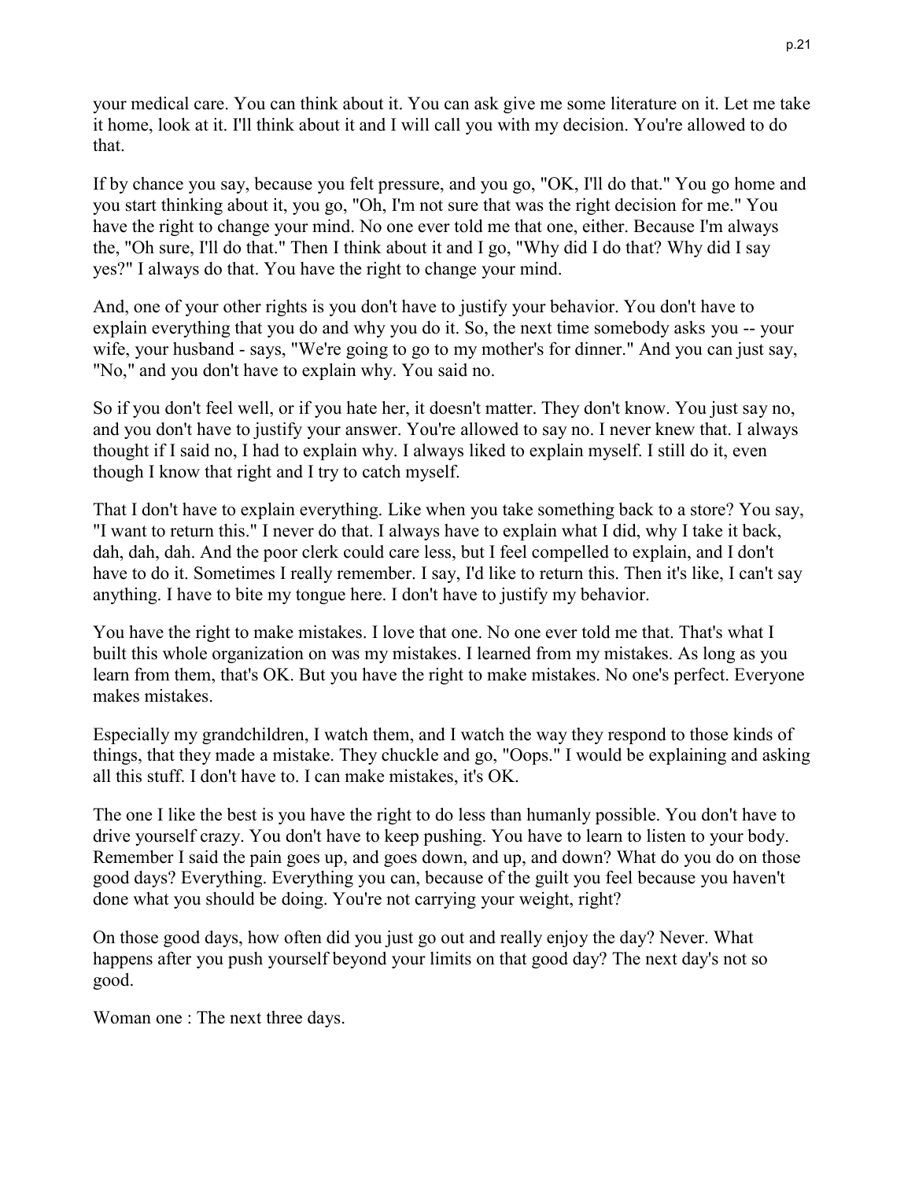your medical care. You can think about it. You can ask give me some literature on it. Let me take it home, look at it. I'll think about it and I will call you with my decision. You're allowed to do that.

If by chance you say, because you felt pressure, and you go, "OK, I'll do that." You go home and you start thinking about it, you go, "Oh, I'm not sure that was the right decision for me." You have the right to change your mind. No one ever told me that one, either. Because I'm always the, "Oh sure, I'll do that." Then I think about it and I go, "Why did I do that? Why did I say yes?" I always do that. You have the right to change your mind.

And, one of your other rights is you don't have to justify your behavior. You don't have to explain everything that you do and why you do it. So, the next time somebody asks you -- your wife, your husband - says, "We're going to go to my mother's for dinner." And you can just say, "No," and you don't have to explain why. You said no.

So if you don't feel well, or if you hate her, it doesn't matter. They don't know. You just say no, and you don't have to justify your answer. You're allowed to say no. I never knew that. I always thought if I said no, I had to explain why. I always liked to explain myself. I still do it, even though I know that right and I try to catch myself.

That I don't have to explain everything. Like when you take something back to a store? You say, "I want to return this." I never do that. I always have to explain what I did, why I take it back, dah, dah, dah. And the poor clerk could care less, but I feel compelled to explain, and I don't have to do it. Sometimes I really remember. I say, I'd like to return this. Then it's like, I can't say anything. I have to bite my tongue here. I don't have to justify my behavior.

You have the right to make mistakes. I love that one. No one ever told me that. That's what I built this whole organization on was my mistakes. I learned from my mistakes. As long as you learn from them, that's OK. But you have the right to make mistakes. No one's perfect. Everyone makes mistakes.

Especially my grandchildren, I watch them, and I watch the way they respond to those kinds of things, that they made a mistake. They chuckle and go, "Oops." I would be explaining and asking all this stuff. I don't have to. I can make mistakes, it's OK.

The one I like the best is you have the right to do less than humanly possible. You don't have to drive yourself crazy. You don't have to keep pushing. You have to learn to listen to your body. Remember I said the pain goes up, and goes down, and up, and down? What do you do on those good days? Everything. Everything you can, because of the guilt you feel because you haven't done what you should be doing. You're not carrying your weight, right?

On those good days, how often did you just go out and really enjoy the day? Never. What happens after you push yourself beyond your limits on that good day? The next day's not so good.

Woman one : The next three days.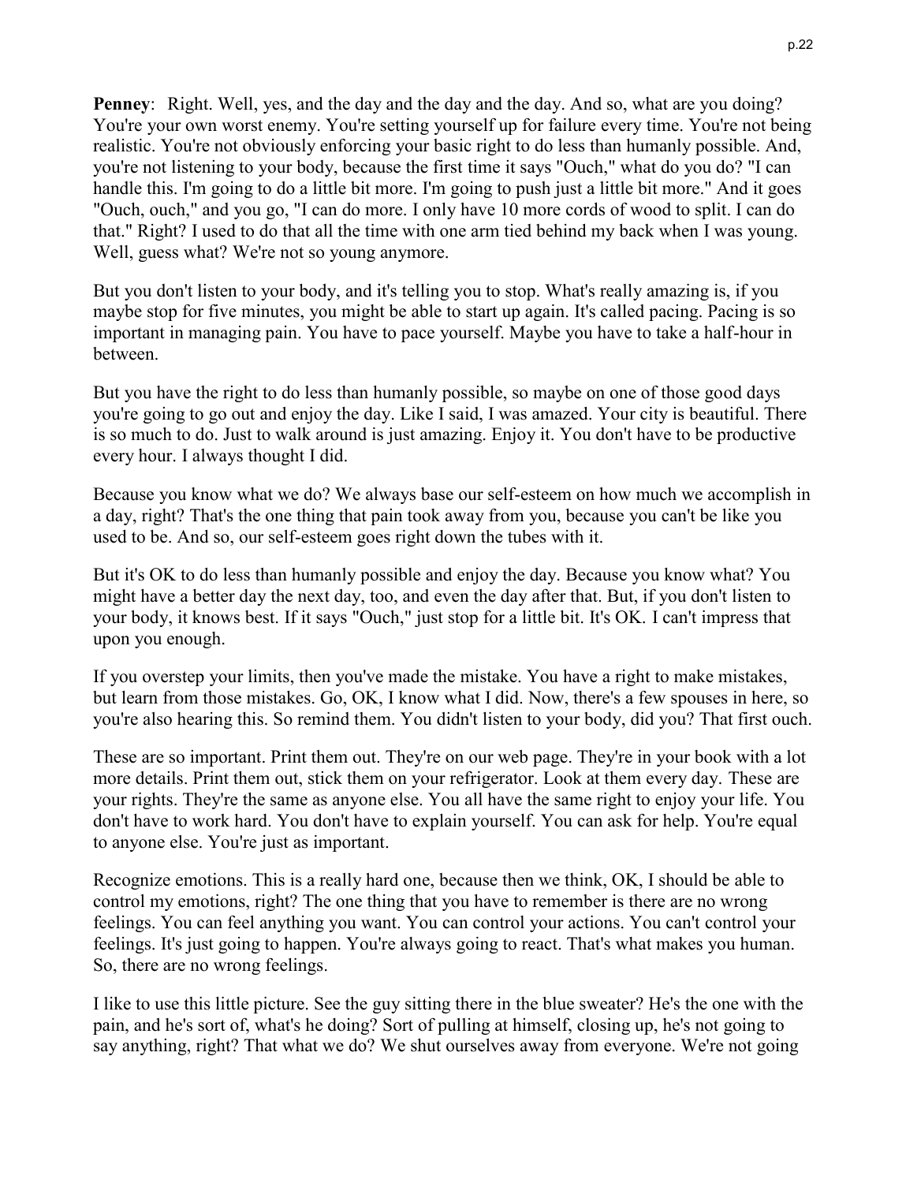**Penney**: Right. Well, yes, and the day and the day and the day. And so, what are you doing? You're your own worst enemy. You're setting yourself up for failure every time. You're not being realistic. You're not obviously enforcing your basic right to do less than humanly possible. And, you're not listening to your body, because the first time it says "Ouch," what do you do? "I can handle this. I'm going to do a little bit more. I'm going to push just a little bit more." And it goes "Ouch, ouch," and you go, "I can do more. I only have 10 more cords of wood to split. I can do that." Right? I used to do that all the time with one arm tied behind my back when I was young. Well, guess what? We're not so young anymore.

But you don't listen to your body, and it's telling you to stop. What's really amazing is, if you maybe stop for five minutes, you might be able to start up again. It's called pacing. Pacing is so important in managing pain. You have to pace yourself. Maybe you have to take a half-hour in between.

But you have the right to do less than humanly possible, so maybe on one of those good days you're going to go out and enjoy the day. Like I said, I was amazed. Your city is beautiful. There is so much to do. Just to walk around is just amazing. Enjoy it. You don't have to be productive every hour. I always thought I did.

Because you know what we do? We always base our self-esteem on how much we accomplish in a day, right? That's the one thing that pain took away from you, because you can't be like you used to be. And so, our self-esteem goes right down the tubes with it.

But it's OK to do less than humanly possible and enjoy the day. Because you know what? You might have a better day the next day, too, and even the day after that. But, if you don't listen to your body, it knows best. If it says "Ouch," just stop for a little bit. It's OK. I can't impress that upon you enough.

If you overstep your limits, then you've made the mistake. You have a right to make mistakes, but learn from those mistakes. Go, OK, I know what I did. Now, there's a few spouses in here, so you're also hearing this. So remind them. You didn't listen to your body, did you? That first ouch.

These are so important. Print them out. They're on our web page. They're in your book with a lot more details. Print them out, stick them on your refrigerator. Look at them every day. These are your rights. They're the same as anyone else. You all have the same right to enjoy your life. You don't have to work hard. You don't have to explain yourself. You can ask for help. You're equal to anyone else. You're just as important.

Recognize emotions. This is a really hard one, because then we think, OK, I should be able to control my emotions, right? The one thing that you have to remember is there are no wrong feelings. You can feel anything you want. You can control your actions. You can't control your feelings. It's just going to happen. You're always going to react. That's what makes you human. So, there are no wrong feelings.

I like to use this little picture. See the guy sitting there in the blue sweater? He's the one with the pain, and he's sort of, what's he doing? Sort of pulling at himself, closing up, he's not going to say anything, right? That what we do? We shut ourselves away from everyone. We're not going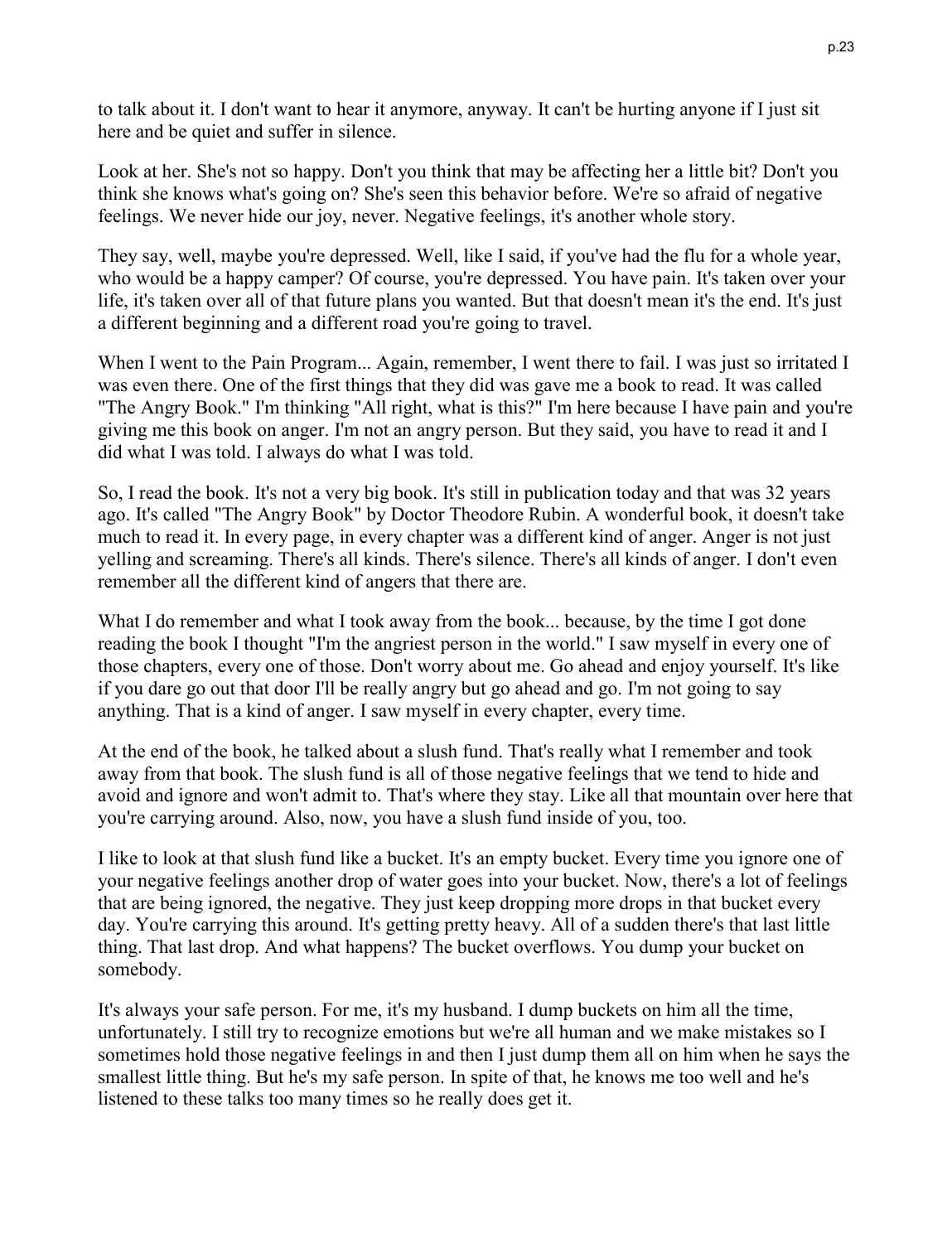to talk about it. I don't want to hear it anymore, anyway. It can't be hurting anyone if I just sit here and be quiet and suffer in silence.

Look at her. She's not so happy. Don't you think that may be affecting her a little bit? Don't you think she knows what's going on? She's seen this behavior before. We're so afraid of negative feelings. We never hide our joy, never. Negative feelings, it's another whole story.

They say, well, maybe you're depressed. Well, like I said, if you've had the flu for a whole year, who would be a happy camper? Of course, you're depressed. You have pain. It's taken over your life, it's taken over all of that future plans you wanted. But that doesn't mean it's the end. It's just a different beginning and a different road you're going to travel.

When I went to the Pain Program... Again, remember, I went there to fail. I was just so irritated I was even there. One of the first things that they did was gave me a book to read. It was called "The Angry Book." I'm thinking "All right, what is this?" I'm here because I have pain and you're giving me this book on anger. I'm not an angry person. But they said, you have to read it and I did what I was told. I always do what I was told.

So, I read the book. It's not a very big book. It's still in publication today and that was 32 years ago. It's called "The Angry Book" by Doctor Theodore Rubin. A wonderful book, it doesn't take much to read it. In every page, in every chapter was a different kind of anger. Anger is not just yelling and screaming. There's all kinds. There's silence. There's all kinds of anger. I don't even remember all the different kind of angers that there are.

What I do remember and what I took away from the book... because, by the time I got done reading the book I thought "I'm the angriest person in the world." I saw myself in every one of those chapters, every one of those. Don't worry about me. Go ahead and enjoy yourself. It's like if you dare go out that door I'll be really angry but go ahead and go. I'm not going to say anything. That is a kind of anger. I saw myself in every chapter, every time.

At the end of the book, he talked about a slush fund. That's really what I remember and took away from that book. The slush fund is all of those negative feelings that we tend to hide and avoid and ignore and won't admit to. That's where they stay. Like all that mountain over here that you're carrying around. Also, now, you have a slush fund inside of you, too.

I like to look at that slush fund like a bucket. It's an empty bucket. Every time you ignore one of your negative feelings another drop of water goes into your bucket. Now, there's a lot of feelings that are being ignored, the negative. They just keep dropping more drops in that bucket every day. You're carrying this around. It's getting pretty heavy. All of a sudden there's that last little thing. That last drop. And what happens? The bucket overflows. You dump your bucket on somebody.

It's always your safe person. For me, it's my husband. I dump buckets on him all the time, unfortunately. I still try to recognize emotions but we're all human and we make mistakes so I sometimes hold those negative feelings in and then I just dump them all on him when he says the smallest little thing. But he's my safe person. In spite of that, he knows me too well and he's listened to these talks too many times so he really does get it.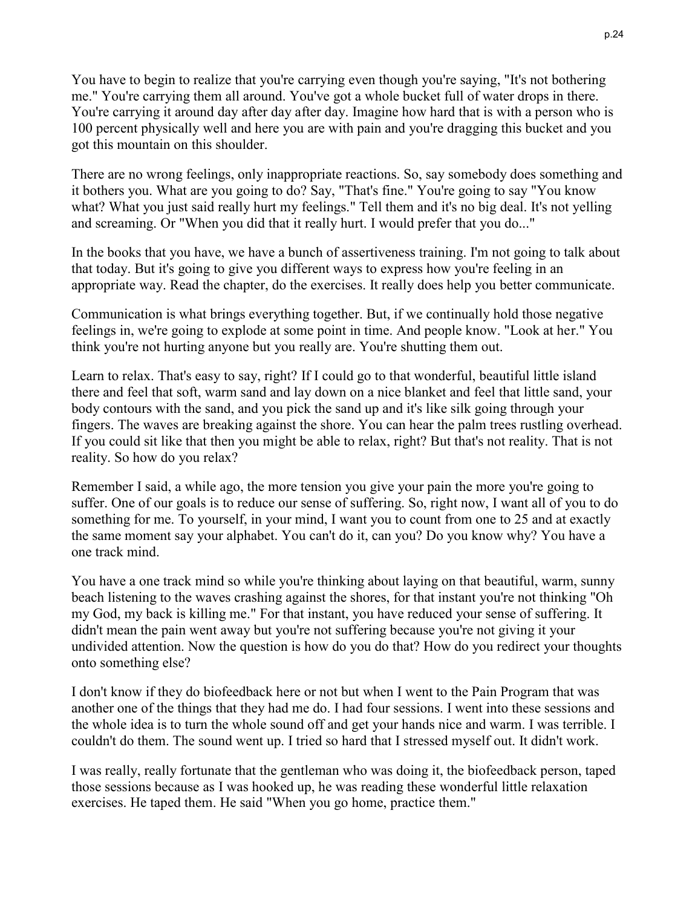You have to begin to realize that you're carrying even though you're saying, "It's not bothering me." You're carrying them all around. You've got a whole bucket full of water drops in there. You're carrying it around day after day after day. Imagine how hard that is with a person who is 100 percent physically well and here you are with pain and you're dragging this bucket and you got this mountain on this shoulder.

There are no wrong feelings, only inappropriate reactions. So, say somebody does something and it bothers you. What are you going to do? Say, "That's fine." You're going to say "You know what? What you just said really hurt my feelings." Tell them and it's no big deal. It's not yelling and screaming. Or "When you did that it really hurt. I would prefer that you do..."

In the books that you have, we have a bunch of assertiveness training. I'm not going to talk about that today. But it's going to give you different ways to express how you're feeling in an appropriate way. Read the chapter, do the exercises. It really does help you better communicate.

Communication is what brings everything together. But, if we continually hold those negative feelings in, we're going to explode at some point in time. And people know. "Look at her." You think you're not hurting anyone but you really are. You're shutting them out.

Learn to relax. That's easy to say, right? If I could go to that wonderful, beautiful little island there and feel that soft, warm sand and lay down on a nice blanket and feel that little sand, your body contours with the sand, and you pick the sand up and it's like silk going through your fingers. The waves are breaking against the shore. You can hear the palm trees rustling overhead. If you could sit like that then you might be able to relax, right? But that's not reality. That is not reality. So how do you relax?

Remember I said, a while ago, the more tension you give your pain the more you're going to suffer. One of our goals is to reduce our sense of suffering. So, right now, I want all of you to do something for me. To yourself, in your mind, I want you to count from one to 25 and at exactly the same moment say your alphabet. You can't do it, can you? Do you know why? You have a one track mind.

You have a one track mind so while you're thinking about laying on that beautiful, warm, sunny beach listening to the waves crashing against the shores, for that instant you're not thinking "Oh my God, my back is killing me." For that instant, you have reduced your sense of suffering. It didn't mean the pain went away but you're not suffering because you're not giving it your undivided attention. Now the question is how do you do that? How do you redirect your thoughts onto something else?

I don't know if they do biofeedback here or not but when I went to the Pain Program that was another one of the things that they had me do. I had four sessions. I went into these sessions and the whole idea is to turn the whole sound off and get your hands nice and warm. I was terrible. I couldn't do them. The sound went up. I tried so hard that I stressed myself out. It didn't work.

I was really, really fortunate that the gentleman who was doing it, the biofeedback person, taped those sessions because as I was hooked up, he was reading these wonderful little relaxation exercises. He taped them. He said "When you go home, practice them."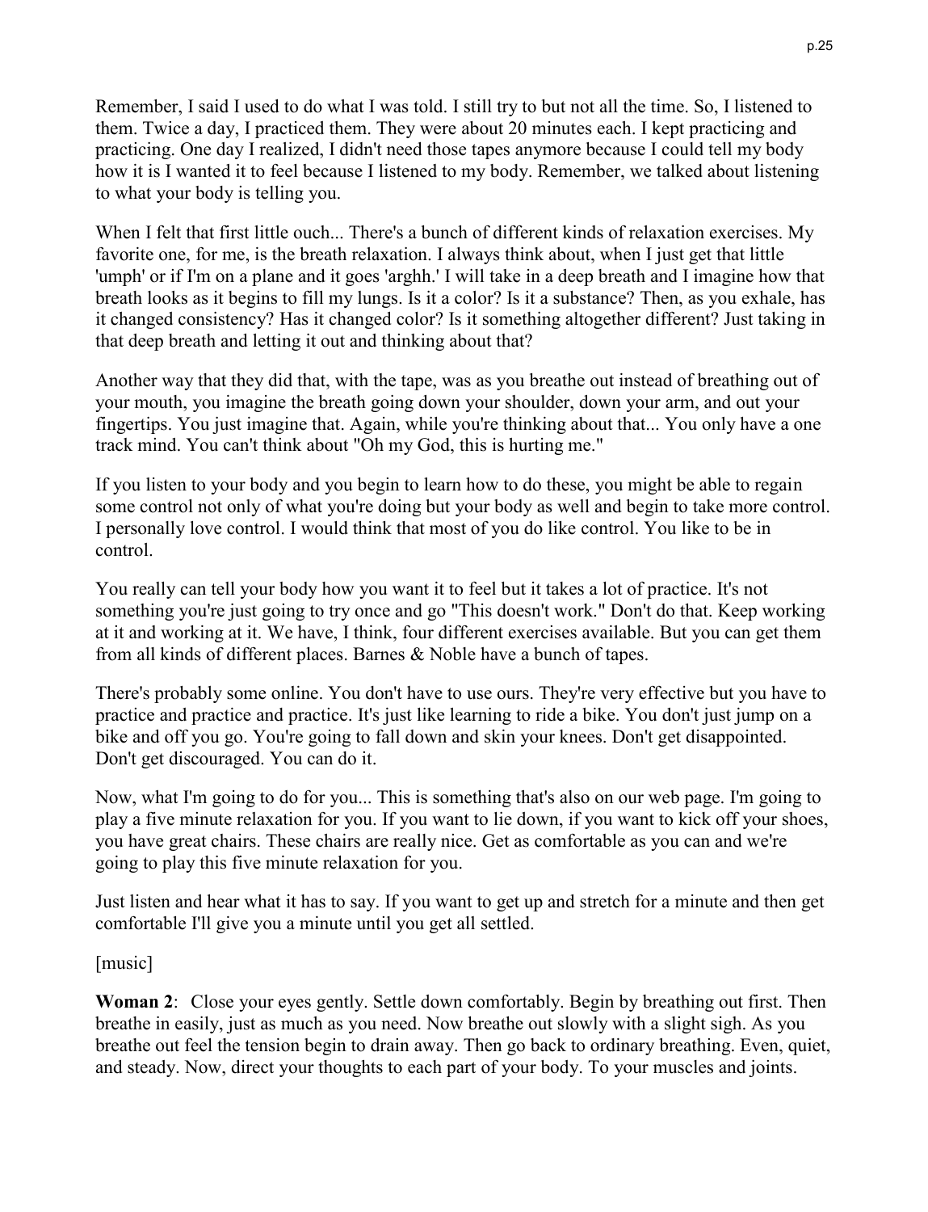Remember, I said I used to do what I was told. I still try to but not all the time. So, I listened to them. Twice a day, I practiced them. They were about 20 minutes each. I kept practicing and practicing. One day I realized, I didn't need those tapes anymore because I could tell my body how it is I wanted it to feel because I listened to my body. Remember, we talked about listening to what your body is telling you.

When I felt that first little ouch... There's a bunch of different kinds of relaxation exercises. My favorite one, for me, is the breath relaxation. I always think about, when I just get that little 'umph' or if I'm on a plane and it goes 'arghh.' I will take in a deep breath and I imagine how that breath looks as it begins to fill my lungs. Is it a color? Is it a substance? Then, as you exhale, has it changed consistency? Has it changed color? Is it something altogether different? Just taking in that deep breath and letting it out and thinking about that?

Another way that they did that, with the tape, was as you breathe out instead of breathing out of your mouth, you imagine the breath going down your shoulder, down your arm, and out your fingertips. You just imagine that. Again, while you're thinking about that... You only have a one track mind. You can't think about "Oh my God, this is hurting me."

If you listen to your body and you begin to learn how to do these, you might be able to regain some control not only of what you're doing but your body as well and begin to take more control. I personally love control. I would think that most of you do like control. You like to be in control.

You really can tell your body how you want it to feel but it takes a lot of practice. It's not something you're just going to try once and go "This doesn't work." Don't do that. Keep working at it and working at it. We have, I think, four different exercises available. But you can get them from all kinds of different places. Barnes & Noble have a bunch of tapes.

There's probably some online. You don't have to use ours. They're very effective but you have to practice and practice and practice. It's just like learning to ride a bike. You don't just jump on a bike and off you go. You're going to fall down and skin your knees. Don't get disappointed. Don't get discouraged. You can do it.

Now, what I'm going to do for you... This is something that's also on our web page. I'm going to play a five minute relaxation for you. If you want to lie down, if you want to kick off your shoes, you have great chairs. These chairs are really nice. Get as comfortable as you can and we're going to play this five minute relaxation for you.

Just listen and hear what it has to say. If you want to get up and stretch for a minute and then get comfortable I'll give you a minute until you get all settled.

[music]

**Woman 2**: Close your eyes gently. Settle down comfortably. Begin by breathing out first. Then breathe in easily, just as much as you need. Now breathe out slowly with a slight sigh. As you breathe out feel the tension begin to drain away. Then go back to ordinary breathing. Even, quiet, and steady. Now, direct your thoughts to each part of your body. To your muscles and joints.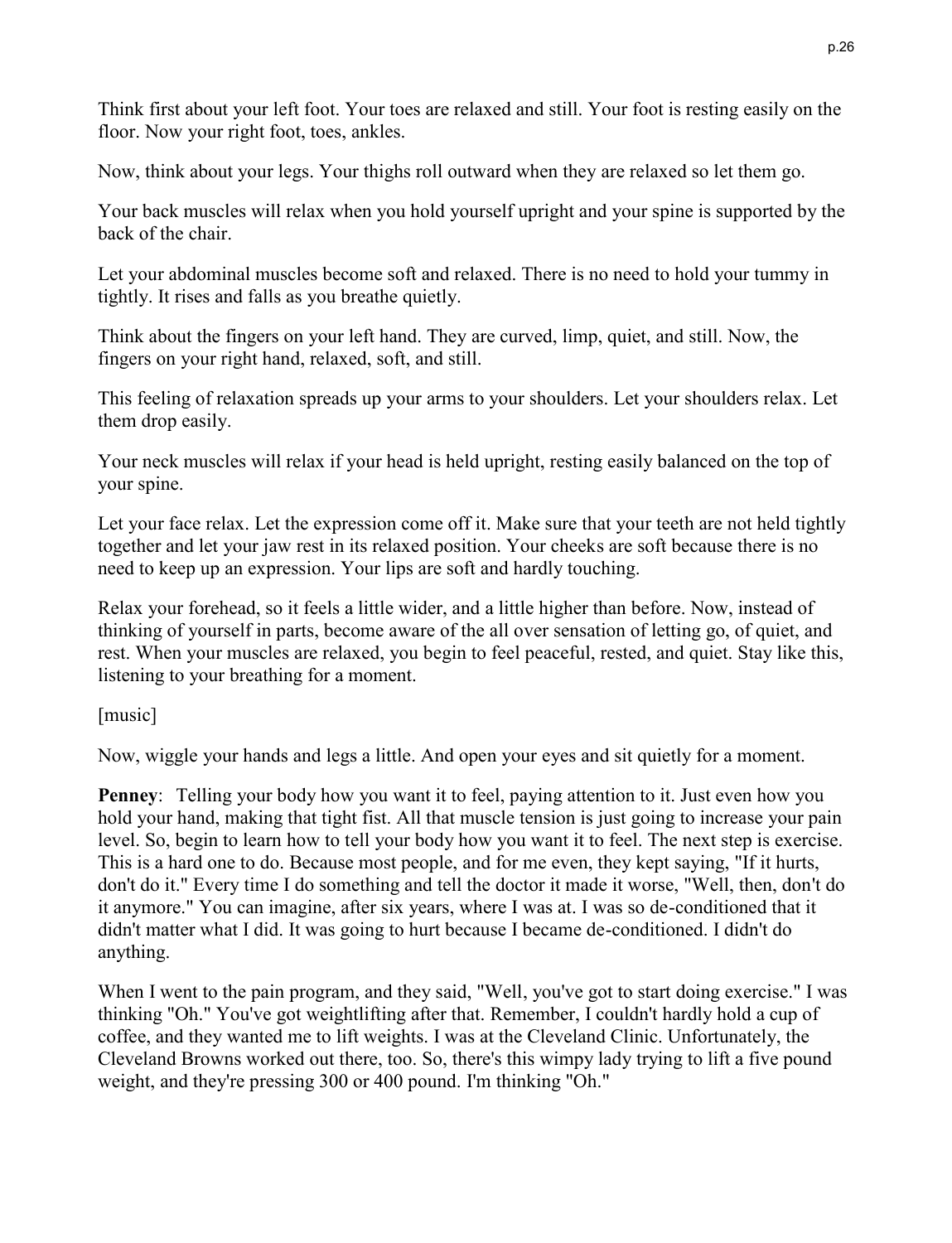Think first about your left foot. Your toes are relaxed and still. Your foot is resting easily on the floor. Now your right foot, toes, ankles.

Now, think about your legs. Your thighs roll outward when they are relaxed so let them go.

Your back muscles will relax when you hold yourself upright and your spine is supported by the back of the chair.

Let your abdominal muscles become soft and relaxed. There is no need to hold your tummy in tightly. It rises and falls as you breathe quietly.

Think about the fingers on your left hand. They are curved, limp, quiet, and still. Now, the fingers on your right hand, relaxed, soft, and still.

This feeling of relaxation spreads up your arms to your shoulders. Let your shoulders relax. Let them drop easily.

Your neck muscles will relax if your head is held upright, resting easily balanced on the top of your spine.

Let your face relax. Let the expression come off it. Make sure that your teeth are not held tightly together and let your jaw rest in its relaxed position. Your cheeks are soft because there is no need to keep up an expression. Your lips are soft and hardly touching.

Relax your forehead, so it feels a little wider, and a little higher than before. Now, instead of thinking of yourself in parts, become aware of the all over sensation of letting go, of quiet, and rest. When your muscles are relaxed, you begin to feel peaceful, rested, and quiet. Stay like this, listening to your breathing for a moment.

[music]

Now, wiggle your hands and legs a little. And open your eyes and sit quietly for a moment.

**Penney**: Telling your body how you want it to feel, paying attention to it. Just even how you hold your hand, making that tight fist. All that muscle tension is just going to increase your pain level. So, begin to learn how to tell your body how you want it to feel. The next step is exercise. This is a hard one to do. Because most people, and for me even, they kept saying, "If it hurts, don't do it." Every time I do something and tell the doctor it made it worse, "Well, then, don't do it anymore." You can imagine, after six years, where I was at. I was so de-conditioned that it didn't matter what I did. It was going to hurt because I became de-conditioned. I didn't do anything.

When I went to the pain program, and they said, "Well, you've got to start doing exercise." I was thinking "Oh." You've got weightlifting after that. Remember, I couldn't hardly hold a cup of coffee, and they wanted me to lift weights. I was at the Cleveland Clinic. Unfortunately, the Cleveland Browns worked out there, too. So, there's this wimpy lady trying to lift a five pound weight, and they're pressing 300 or 400 pound. I'm thinking "Oh."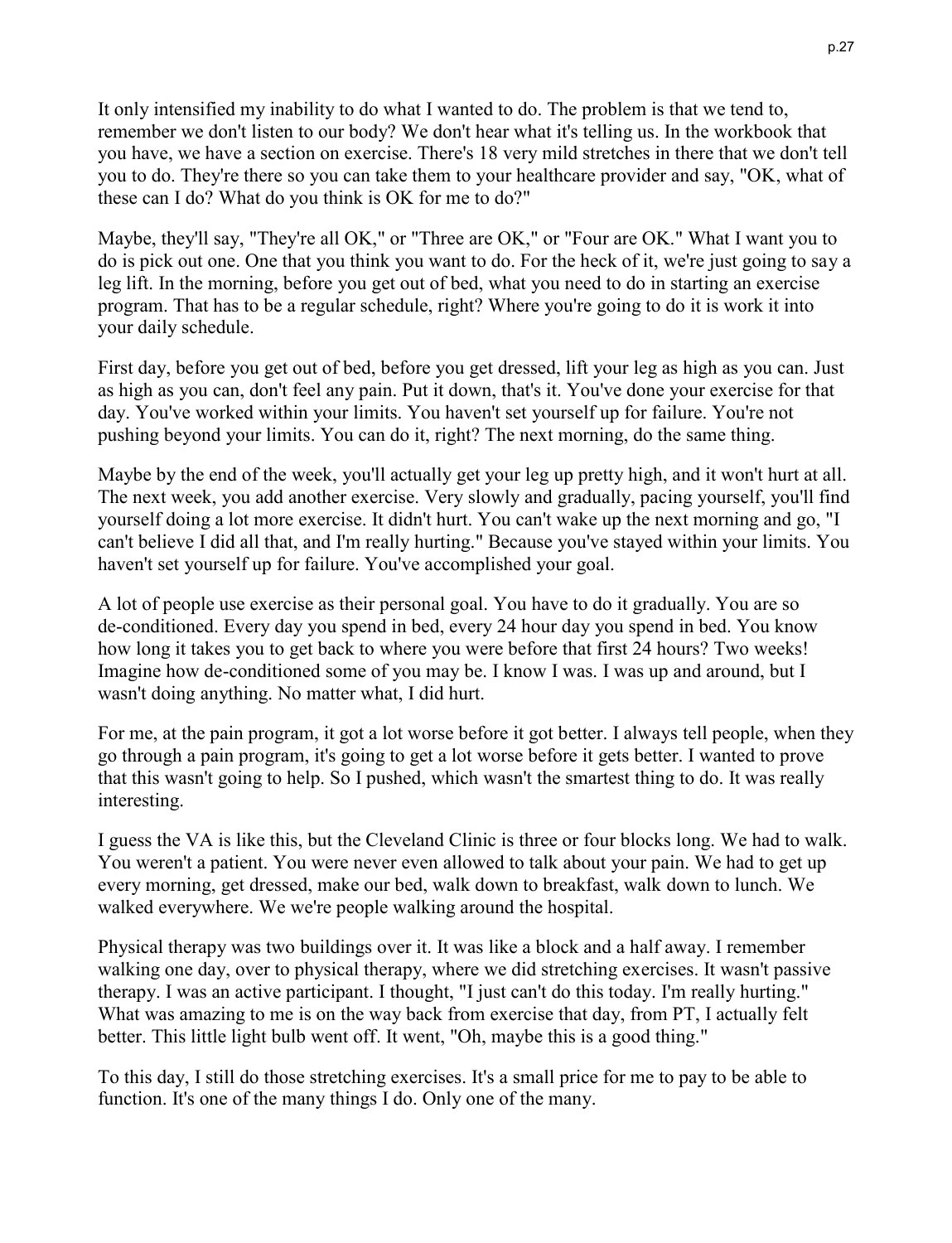It only intensified my inability to do what I wanted to do. The problem is that we tend to, remember we don't listen to our body? We don't hear what it's telling us. In the workbook that you have, we have a section on exercise. There's 18 very mild stretches in there that we don't tell you to do. They're there so you can take them to your healthcare provider and say, "OK, what of these can I do? What do you think is OK for me to do?"

Maybe, they'll say, "They're all OK," or "Three are OK," or "Four are OK." What I want you to do is pick out one. One that you think you want to do. For the heck of it, we're just going to say a leg lift. In the morning, before you get out of bed, what you need to do in starting an exercise program. That has to be a regular schedule, right? Where you're going to do it is work it into your daily schedule.

First day, before you get out of bed, before you get dressed, lift your leg as high as you can. Just as high as you can, don't feel any pain. Put it down, that's it. You've done your exercise for that day. You've worked within your limits. You haven't set yourself up for failure. You're not pushing beyond your limits. You can do it, right? The next morning, do the same thing.

Maybe by the end of the week, you'll actually get your leg up pretty high, and it won't hurt at all. The next week, you add another exercise. Very slowly and gradually, pacing yourself, you'll find yourself doing a lot more exercise. It didn't hurt. You can't wake up the next morning and go, "I can't believe I did all that, and I'm really hurting." Because you've stayed within your limits. You haven't set yourself up for failure. You've accomplished your goal.

A lot of people use exercise as their personal goal. You have to do it gradually. You are so de-conditioned. Every day you spend in bed, every 24 hour day you spend in bed. You know how long it takes you to get back to where you were before that first 24 hours? Two weeks! Imagine how de-conditioned some of you may be. I know I was. I was up and around, but I wasn't doing anything. No matter what, I did hurt.

For me, at the pain program, it got a lot worse before it got better. I always tell people, when they go through a pain program, it's going to get a lot worse before it gets better. I wanted to prove that this wasn't going to help. So I pushed, which wasn't the smartest thing to do. It was really interesting.

I guess the VA is like this, but the Cleveland Clinic is three or four blocks long. We had to walk. You weren't a patient. You were never even allowed to talk about your pain. We had to get up every morning, get dressed, make our bed, walk down to breakfast, walk down to lunch. We walked everywhere. We we're people walking around the hospital.

Physical therapy was two buildings over it. It was like a block and a half away. I remember walking one day, over to physical therapy, where we did stretching exercises. It wasn't passive therapy. I was an active participant. I thought, "I just can't do this today. I'm really hurting." What was amazing to me is on the way back from exercise that day, from PT, I actually felt better. This little light bulb went off. It went, "Oh, maybe this is a good thing."

To this day, I still do those stretching exercises. It's a small price for me to pay to be able to function. It's one of the many things I do. Only one of the many.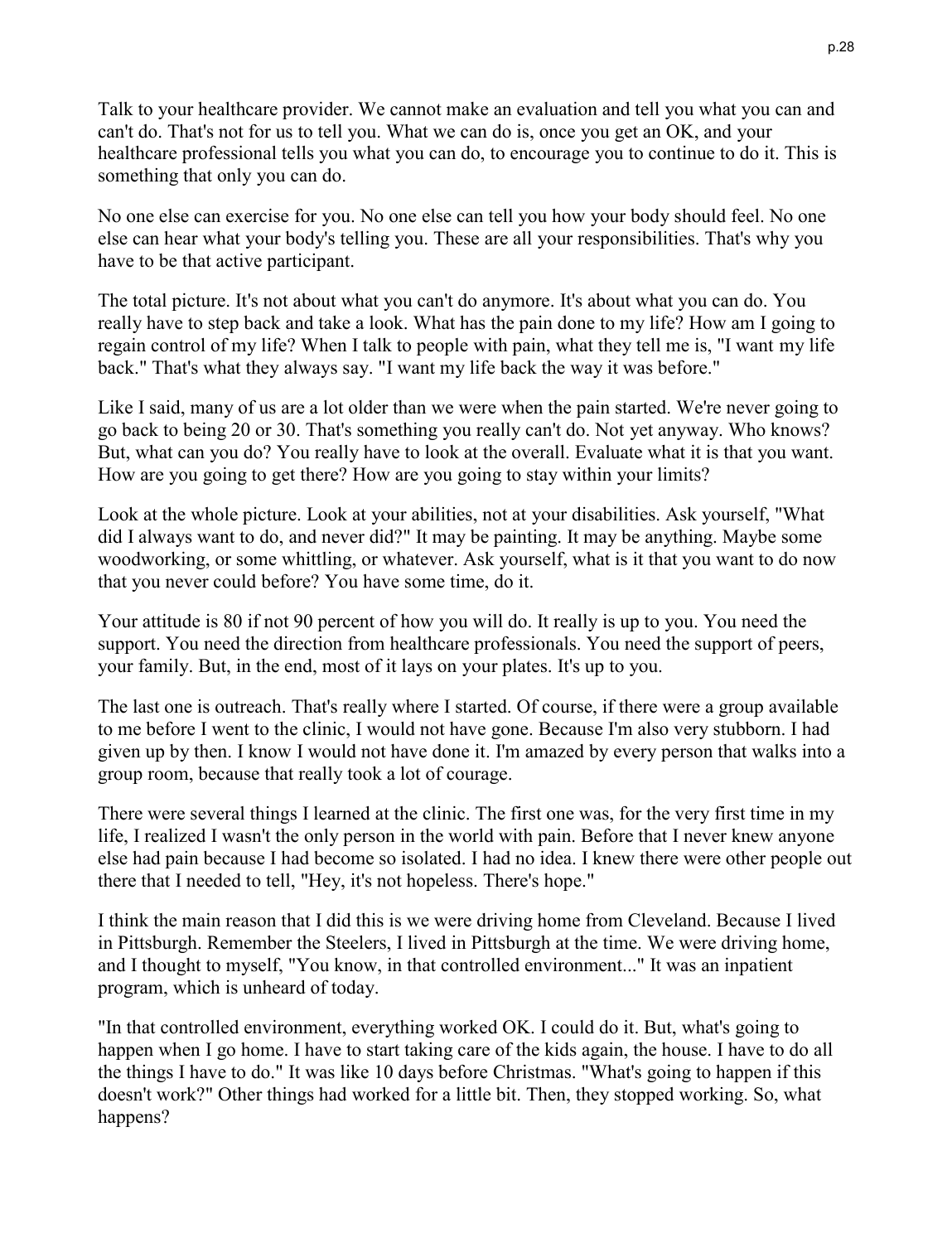Talk to your healthcare provider. We cannot make an evaluation and tell you what you can and can't do. That's not for us to tell you. What we can do is, once you get an OK, and your healthcare professional tells you what you can do, to encourage you to continue to do it. This is something that only you can do.

No one else can exercise for you. No one else can tell you how your body should feel. No one else can hear what your body's telling you. These are all your responsibilities. That's why you have to be that active participant.

The total picture. It's not about what you can't do anymore. It's about what you can do. You really have to step back and take a look. What has the pain done to my life? How am I going to regain control of my life? When I talk to people with pain, what they tell me is, "I want my life back." That's what they always say. "I want my life back the way it was before."

Like I said, many of us are a lot older than we were when the pain started. We're never going to go back to being 20 or 30. That's something you really can't do. Not yet anyway. Who knows? But, what can you do? You really have to look at the overall. Evaluate what it is that you want. How are you going to get there? How are you going to stay within your limits?

Look at the whole picture. Look at your abilities, not at your disabilities. Ask yourself, "What did I always want to do, and never did?" It may be painting. It may be anything. Maybe some woodworking, or some whittling, or whatever. Ask yourself, what is it that you want to do now that you never could before? You have some time, do it.

Your attitude is 80 if not 90 percent of how you will do. It really is up to you. You need the support. You need the direction from healthcare professionals. You need the support of peers, your family. But, in the end, most of it lays on your plates. It's up to you.

The last one is outreach. That's really where I started. Of course, if there were a group available to me before I went to the clinic, I would not have gone. Because I'm also very stubborn. I had given up by then. I know I would not have done it. I'm amazed by every person that walks into a group room, because that really took a lot of courage.

There were several things I learned at the clinic. The first one was, for the very first time in my life, I realized I wasn't the only person in the world with pain. Before that I never knew anyone else had pain because I had become so isolated. I had no idea. I knew there were other people out there that I needed to tell, "Hey, it's not hopeless. There's hope."

I think the main reason that I did this is we were driving home from Cleveland. Because I lived in Pittsburgh. Remember the Steelers, I lived in Pittsburgh at the time. We were driving home, and I thought to myself, "You know, in that controlled environment..." It was an inpatient program, which is unheard of today.

"In that controlled environment, everything worked OK. I could do it. But, what's going to happen when I go home. I have to start taking care of the kids again, the house. I have to do all the things I have to do." It was like 10 days before Christmas. "What's going to happen if this doesn't work?" Other things had worked for a little bit. Then, they stopped working. So, what happens?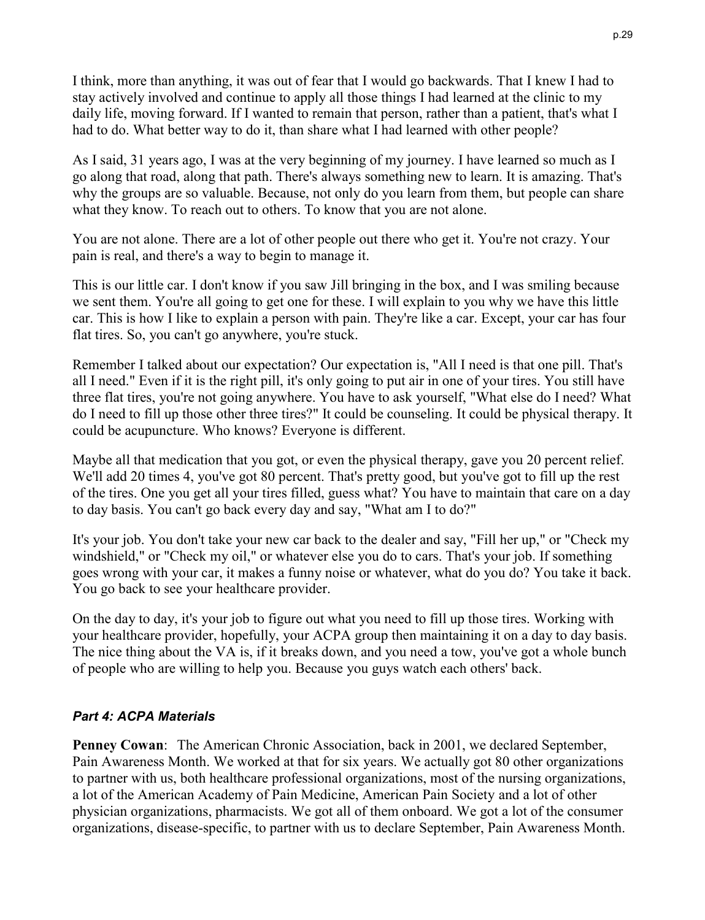I think, more than anything, it was out of fear that I would go backwards. That I knew I had to stay actively involved and continue to apply all those things I had learned at the clinic to my daily life, moving forward. If I wanted to remain that person, rather than a patient, that's what I had to do. What better way to do it, than share what I had learned with other people?

As I said, 31 years ago, I was at the very beginning of my journey. I have learned so much as I go along that road, along that path. There's always something new to learn. It is amazing. That's why the groups are so valuable. Because, not only do you learn from them, but people can share what they know. To reach out to others. To know that you are not alone.

You are not alone. There are a lot of other people out there who get it. You're not crazy. Your pain is real, and there's a way to begin to manage it.

This is our little car. I don't know if you saw Jill bringing in the box, and I was smiling because we sent them. You're all going to get one for these. I will explain to you why we have this little car. This is how I like to explain a person with pain. They're like a car. Except, your car has four flat tires. So, you can't go anywhere, you're stuck.

Remember I talked about our expectation? Our expectation is, "All I need is that one pill. That's all I need." Even if it is the right pill, it's only going to put air in one of your tires. You still have three flat tires, you're not going anywhere. You have to ask yourself, "What else do I need? What do I need to fill up those other three tires?" It could be counseling. It could be physical therapy. It could be acupuncture. Who knows? Everyone is different.

Maybe all that medication that you got, or even the physical therapy, gave you 20 percent relief. We'll add 20 times 4, you've got 80 percent. That's pretty good, but you've got to fill up the rest of the tires. One you get all your tires filled, guess what? You have to maintain that care on a day to day basis. You can't go back every day and say, "What am I to do?"

It's your job. You don't take your new car back to the dealer and say, "Fill her up," or "Check my windshield," or "Check my oil," or whatever else you do to cars. That's your job. If something goes wrong with your car, it makes a funny noise or whatever, what do you do? You take it back. You go back to see your healthcare provider.

On the day to day, it's your job to figure out what you need to fill up those tires. Working with your healthcare provider, hopefully, your ACPA group then maintaining it on a day to day basis. The nice thing about the VA is, if it breaks down, and you need a tow, you've got a whole bunch of people who are willing to help you. Because you guys watch each others' back.

### *Part 4: ACPA Materials*

**Penney Cowan**: The American Chronic Association, back in 2001, we declared September, Pain Awareness Month. We worked at that for six years. We actually got 80 other organizations to partner with us, both healthcare professional organizations, most of the nursing organizations, a lot of the American Academy of Pain Medicine, American Pain Society and a lot of other physician organizations, pharmacists. We got all of them onboard. We got a lot of the consumer organizations, disease-specific, to partner with us to declare September, Pain Awareness Month.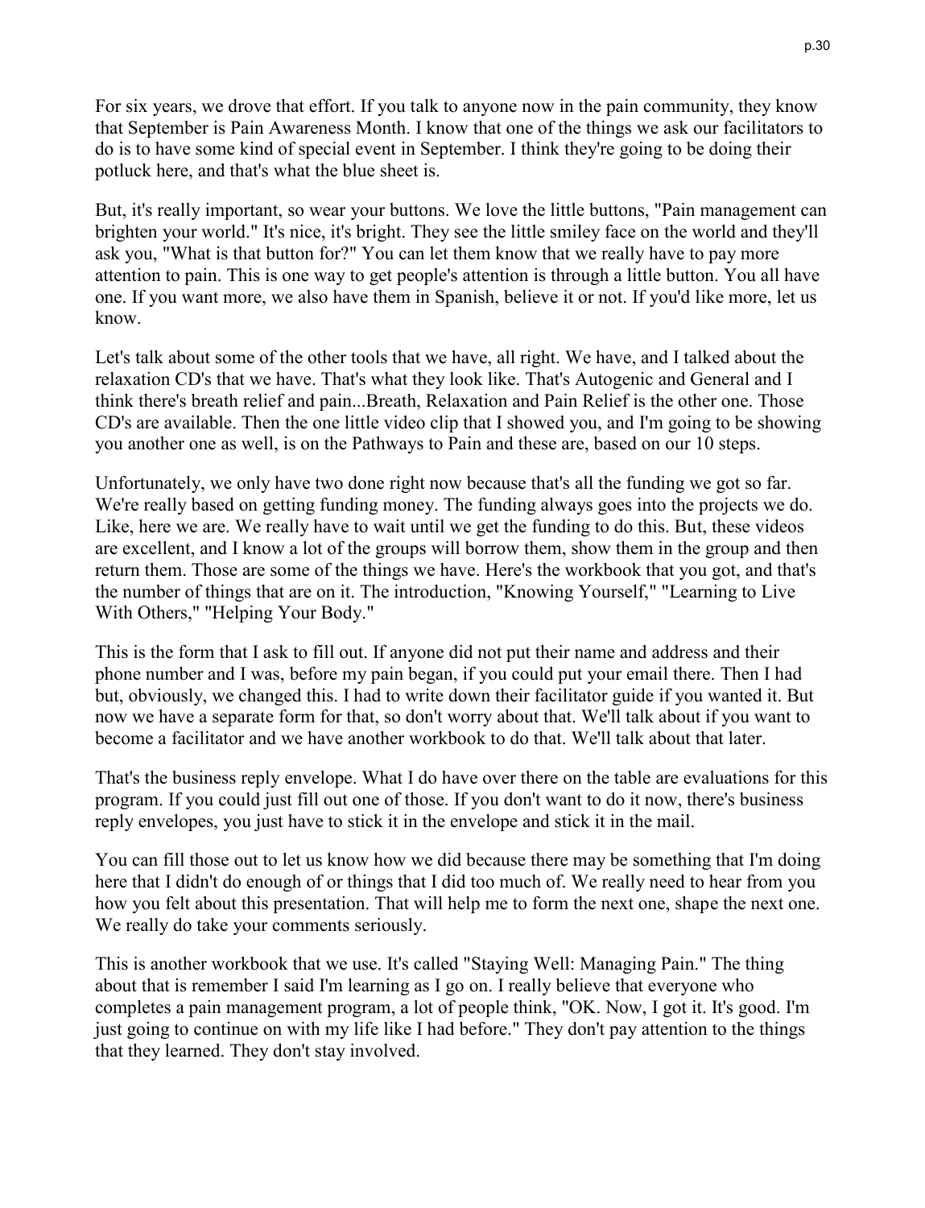For six years, we drove that effort. If you talk to anyone now in the pain community, they know that September is Pain Awareness Month. I know that one of the things we ask our facilitators to do is to have some kind of special event in September. I think they're going to be doing their potluck here, and that's what the blue sheet is.

But, it's really important, so wear your buttons. We love the little buttons, "Pain management can brighten your world." It's nice, it's bright. They see the little smiley face on the world and they'll ask you, "What is that button for?" You can let them know that we really have to pay more attention to pain. This is one way to get people's attention is through a little button. You all have one. If you want more, we also have them in Spanish, believe it or not. If you'd like more, let us know.

Let's talk about some of the other tools that we have, all right. We have, and I talked about the relaxation CD's that we have. That's what they look like. That's Autogenic and General and I think there's breath relief and pain...Breath, Relaxation and Pain Relief is the other one. Those CD's are available. Then the one little video clip that I showed you, and I'm going to be showing you another one as well, is on the Pathways to Pain and these are, based on our 10 steps.

Unfortunately, we only have two done right now because that's all the funding we got so far. We're really based on getting funding money. The funding always goes into the projects we do. Like, here we are. We really have to wait until we get the funding to do this. But, these videos are excellent, and I know a lot of the groups will borrow them, show them in the group and then return them. Those are some of the things we have. Here's the workbook that you got, and that's the number of things that are on it. The introduction, "Knowing Yourself," "Learning to Live With Others," "Helping Your Body."

This is the form that I ask to fill out. If anyone did not put their name and address and their phone number and I was, before my pain began, if you could put your email there. Then I had but, obviously, we changed this. I had to write down their facilitator guide if you wanted it. But now we have a separate form for that, so don't worry about that. We'll talk about if you want to become a facilitator and we have another workbook to do that. We'll talk about that later.

That's the business reply envelope. What I do have over there on the table are evaluations for this program. If you could just fill out one of those. If you don't want to do it now, there's business reply envelopes, you just have to stick it in the envelope and stick it in the mail.

You can fill those out to let us know how we did because there may be something that I'm doing here that I didn't do enough of or things that I did too much of. We really need to hear from you how you felt about this presentation. That will help me to form the next one, shape the next one. We really do take your comments seriously.

This is another workbook that we use. It's called "Staying Well: Managing Pain." The thing about that is remember I said I'm learning as I go on. I really believe that everyone who completes a pain management program, a lot of people think, "OK. Now, I got it. It's good. I'm just going to continue on with my life like I had before." They don't pay attention to the things that they learned. They don't stay involved.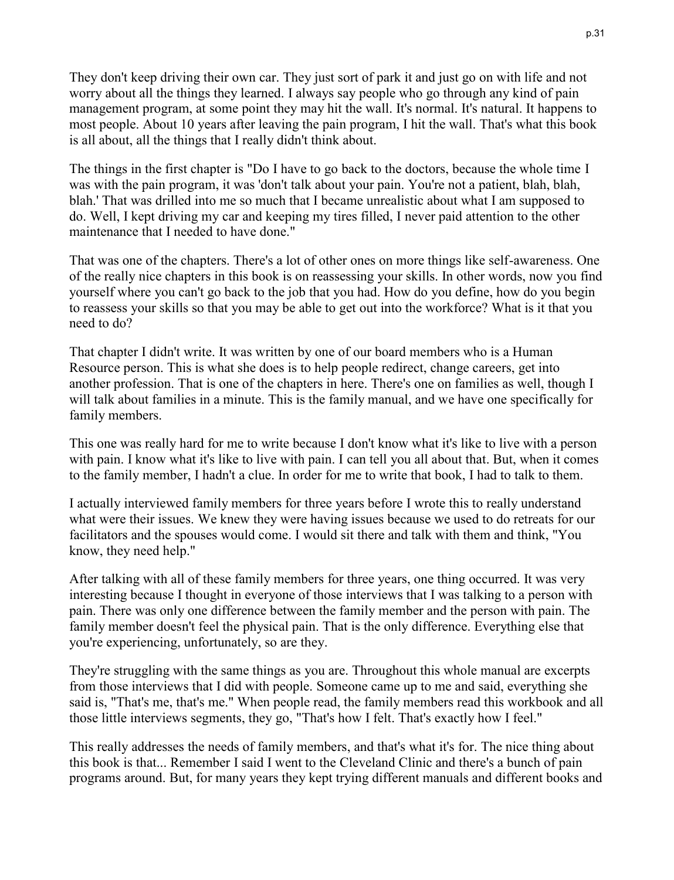They don't keep driving their own car. They just sort of park it and just go on with life and not worry about all the things they learned. I always say people who go through any kind of pain management program, at some point they may hit the wall. It's normal. It's natural. It happens to most people. About 10 years after leaving the pain program, I hit the wall. That's what this book is all about, all the things that I really didn't think about.

The things in the first chapter is "Do I have to go back to the doctors, because the whole time I was with the pain program, it was 'don't talk about your pain. You're not a patient, blah, blah, blah.' That was drilled into me so much that I became unrealistic about what I am supposed to do. Well, I kept driving my car and keeping my tires filled, I never paid attention to the other maintenance that I needed to have done."

That was one of the chapters. There's a lot of other ones on more things like self-awareness. One of the really nice chapters in this book is on reassessing your skills. In other words, now you find yourself where you can't go back to the job that you had. How do you define, how do you begin to reassess your skills so that you may be able to get out into the workforce? What is it that you need to do?

That chapter I didn't write. It was written by one of our board members who is a Human Resource person. This is what she does is to help people redirect, change careers, get into another profession. That is one of the chapters in here. There's one on families as well, though I will talk about families in a minute. This is the family manual, and we have one specifically for family members.

This one was really hard for me to write because I don't know what it's like to live with a person with pain. I know what it's like to live with pain. I can tell you all about that. But, when it comes to the family member, I hadn't a clue. In order for me to write that book, I had to talk to them.

I actually interviewed family members for three years before I wrote this to really understand what were their issues. We knew they were having issues because we used to do retreats for our facilitators and the spouses would come. I would sit there and talk with them and think, "You know, they need help."

After talking with all of these family members for three years, one thing occurred. It was very interesting because I thought in everyone of those interviews that I was talking to a person with pain. There was only one difference between the family member and the person with pain. The family member doesn't feel the physical pain. That is the only difference. Everything else that you're experiencing, unfortunately, so are they.

They're struggling with the same things as you are. Throughout this whole manual are excerpts from those interviews that I did with people. Someone came up to me and said, everything she said is, "That's me, that's me." When people read, the family members read this workbook and all those little interviews segments, they go, "That's how I felt. That's exactly how I feel."

This really addresses the needs of family members, and that's what it's for. The nice thing about this book is that... Remember I said I went to the Cleveland Clinic and there's a bunch of pain programs around. But, for many years they kept trying different manuals and different books and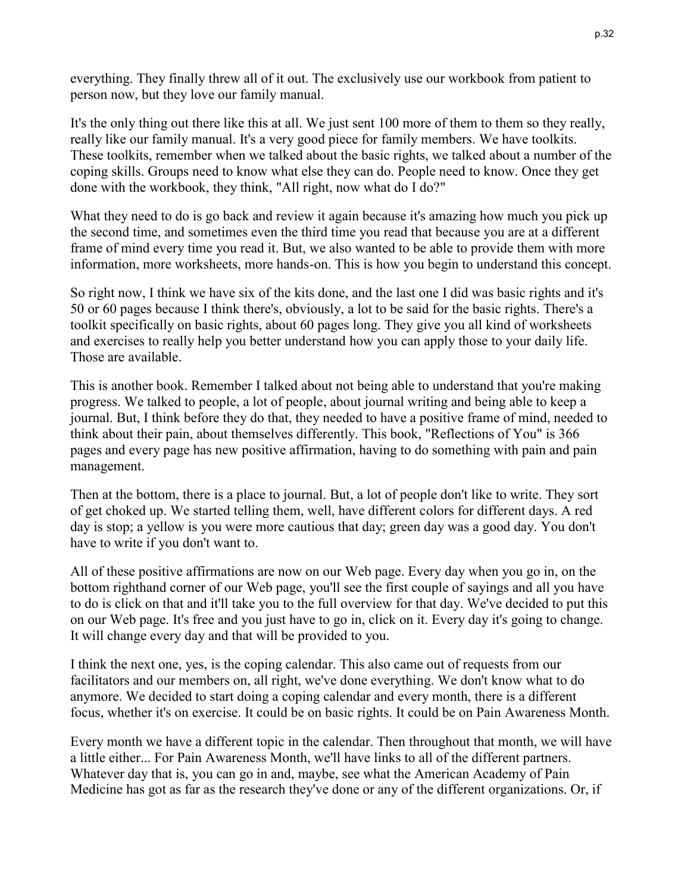everything. They finally threw all of it out. The exclusively use our workbook from patient to person now, but they love our family manual.

It's the only thing out there like this at all. We just sent 100 more of them to them so they really, really like our family manual. It's a very good piece for family members. We have toolkits. These toolkits, remember when we talked about the basic rights, we talked about a number of the coping skills. Groups need to know what else they can do. People need to know. Once they get done with the workbook, they think, "All right, now what do I do?"

What they need to do is go back and review it again because it's amazing how much you pick up the second time, and sometimes even the third time you read that because you are at a different frame of mind every time you read it. But, we also wanted to be able to provide them with more information, more worksheets, more hands-on. This is how you begin to understand this concept.

So right now, I think we have six of the kits done, and the last one I did was basic rights and it's 50 or 60 pages because I think there's, obviously, a lot to be said for the basic rights. There's a toolkit specifically on basic rights, about 60 pages long. They give you all kind of worksheets and exercises to really help you better understand how you can apply those to your daily life. Those are available.

This is another book. Remember I talked about not being able to understand that you're making progress. We talked to people, a lot of people, about journal writing and being able to keep a journal. But, I think before they do that, they needed to have a positive frame of mind, needed to think about their pain, about themselves differently. This book, "Reflections of You" is 366 pages and every page has new positive affirmation, having to do something with pain and pain management.

Then at the bottom, there is a place to journal. But, a lot of people don't like to write. They sort of get choked up. We started telling them, well, have different colors for different days. A red day is stop; a yellow is you were more cautious that day; green day was a good day. You don't have to write if you don't want to.

All of these positive affirmations are now on our Web page. Every day when you go in, on the bottom righthand corner of our Web page, you'll see the first couple of sayings and all you have to do is click on that and it'll take you to the full overview for that day. We've decided to put this on our Web page. It's free and you just have to go in, click on it. Every day it's going to change. It will change every day and that will be provided to you.

I think the next one, yes, is the coping calendar. This also came out of requests from our facilitators and our members on, all right, we've done everything. We don't know what to do anymore. We decided to start doing a coping calendar and every month, there is a different focus, whether it's on exercise. It could be on basic rights. It could be on Pain Awareness Month.

Every month we have a different topic in the calendar. Then throughout that month, we will have a little either... For Pain Awareness Month, we'll have links to all of the different partners. Whatever day that is, you can go in and, maybe, see what the American Academy of Pain Medicine has got as far as the research they've done or any of the different organizations. Or, if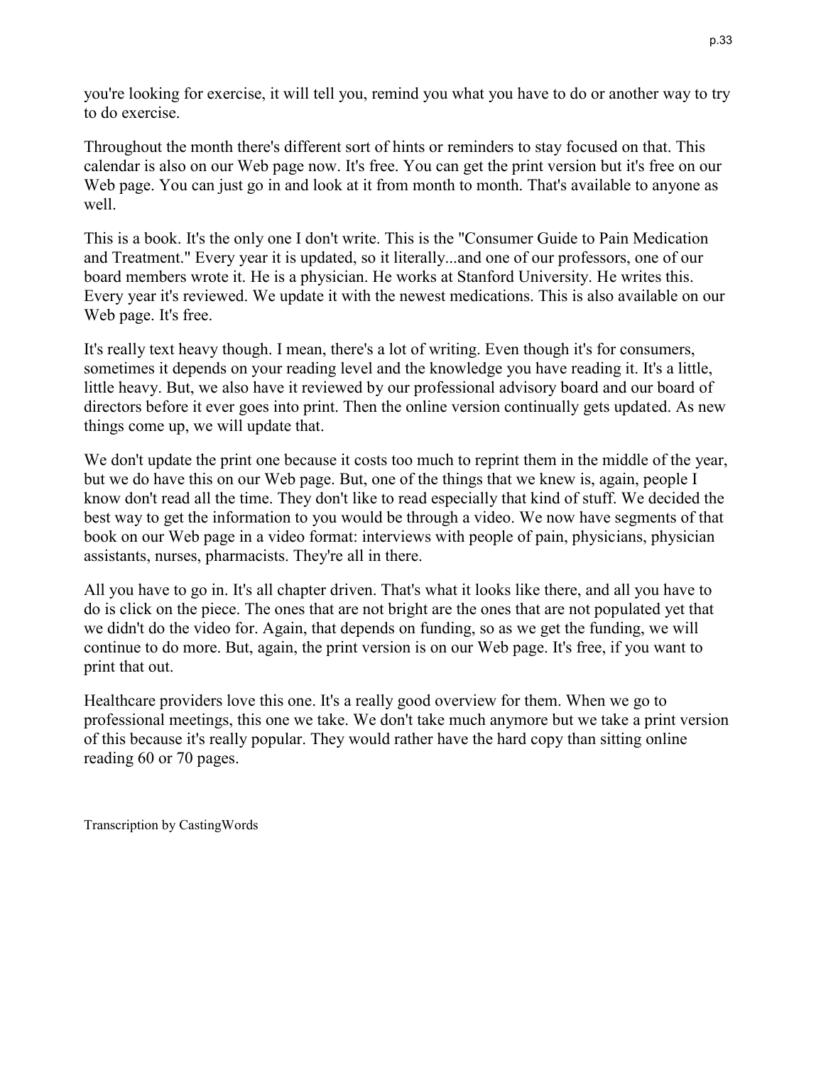you're looking for exercise, it will tell you, remind you what you have to do or another way to try to do exercise.

Throughout the month there's different sort of hints or reminders to stay focused on that. This calendar is also on our Web page now. It's free. You can get the print version but it's free on our Web page. You can just go in and look at it from month to month. That's available to anyone as well.

This is a book. It's the only one I don't write. This is the "Consumer Guide to Pain Medication and Treatment." Every year it is updated, so it literally...and one of our professors, one of our board members wrote it. He is a physician. He works at Stanford University. He writes this. Every year it's reviewed. We update it with the newest medications. This is also available on our Web page. It's free.

It's really text heavy though. I mean, there's a lot of writing. Even though it's for consumers, sometimes it depends on your reading level and the knowledge you have reading it. It's a little, little heavy. But, we also have it reviewed by our professional advisory board and our board of directors before it ever goes into print. Then the online version continually gets updated. As new things come up, we will update that.

We don't update the print one because it costs too much to reprint them in the middle of the year, but we do have this on our Web page. But, one of the things that we knew is, again, people I know don't read all the time. They don't like to read especially that kind of stuff. We decided the best way to get the information to you would be through a video. We now have segments of that book on our Web page in a video format: interviews with people of pain, physicians, physician assistants, nurses, pharmacists. They're all in there.

All you have to go in. It's all chapter driven. That's what it looks like there, and all you have to do is click on the piece. The ones that are not bright are the ones that are not populated yet that we didn't do the video for. Again, that depends on funding, so as we get the funding, we will continue to do more. But, again, the print version is on our Web page. It's free, if you want to print that out.

Healthcare providers love this one. It's a really good overview for them. When we go to professional meetings, this one we take. We don't take much anymore but we take a print version of this because it's really popular. They would rather have the hard copy than sitting online reading 60 or 70 pages.

Transcription by CastingWords